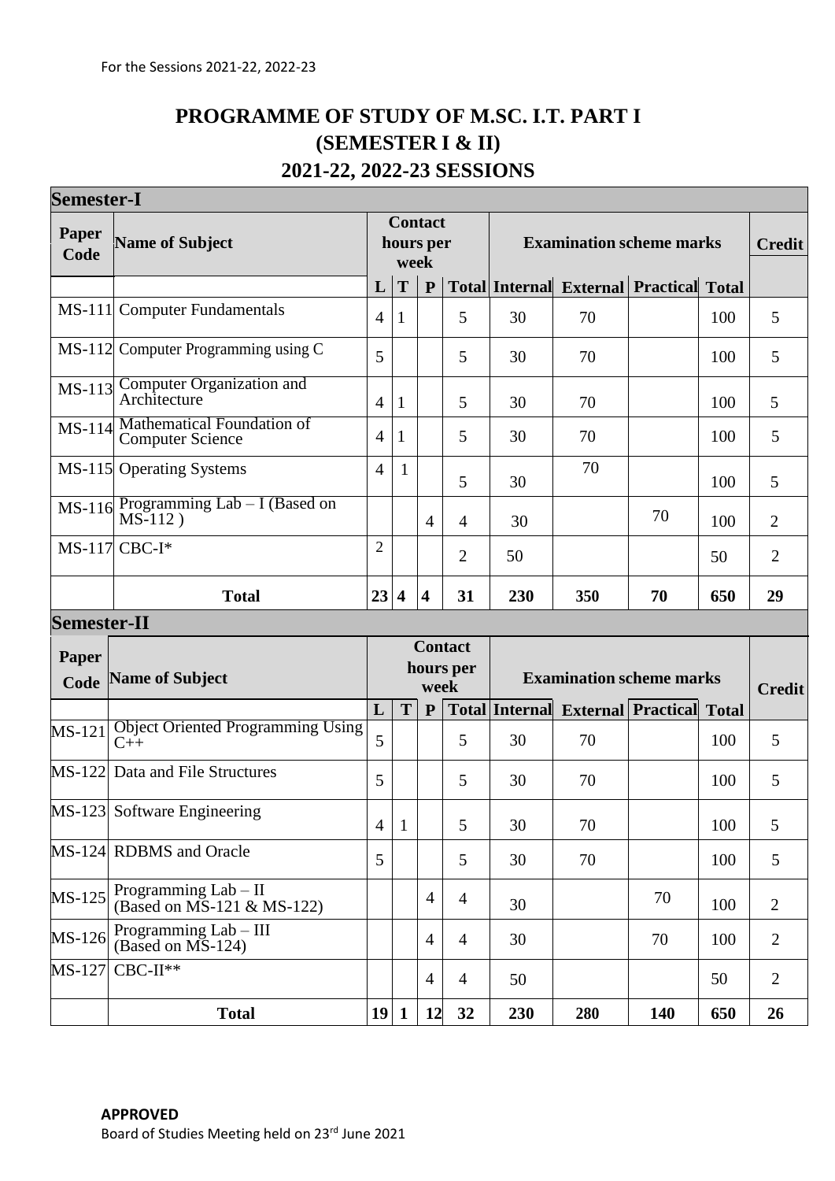For the Sessions 2021-22, 2022-23

# PROGRAMME OF STUDY OF M.SC. I.T. PART I (SEMESTER I & II) 2021-22, 2022-23 SESSIONS

## Semester-I

| Paper Code | Name of Subject | Contact hours per week | | | | Examination scheme marks | | | | Credit |
|---|---|---|---|---|---|---|---|---|---|---|
| | | L | T | P | Total | Internal | External | Practical | Total | |
| MS-111 | Computer Fundamentals | 4 | 1 | | 5 | 30 | 70 | | 100 | 5 |
| MS-112 | Computer Programming using C | 5 | | | 5 | 30 | 70 | | 100 | 5 |
| MS-113 | Computer Organization and Architecture | 4 | 1 | | 5 | 30 | 70 | | 100 | 5 |
| MS-114 | Mathematical Foundation of Computer Science | 4 | 1 | | 5 | 30 | 70 | | 100 | 5 |
| MS-115 | Operating Systems | 4 | 1 | | 5 | 30 | 70 | | 100 | 5 |
| MS-116 | Programming Lab – I (Based on MS-112 ) | | | 4 | 4 | 30 | | 70 | 100 | 2 |
| MS-117 | CBC-I* | 2 | | | 2 | 50 | | | 50 | 2 |
| | **Total** | **23** | **4** | **4** | **31** | **230** | **350** | **70** | **650** | **29** |

## Semester-II

| Paper Code | Name of Subject | Contact hours per week | | | | Examination scheme marks | | | | Credit |
|---|---|---|---|---|---|---|---|---|---|---|
| | | L | T | P | Total | Internal | External | Practical | Total | |
| MS-121 | Object Oriented Programming Using C++ | 5 | | | 5 | 30 | 70 | | 100 | 5 |
| MS-122 | Data and File Structures | 5 | | | 5 | 30 | 70 | | 100 | 5 |
| MS-123 | Software Engineering | 4 | 1 | | 5 | 30 | 70 | | 100 | 5 |
| MS-124 | RDBMS and Oracle | 5 | | | 5 | 30 | 70 | | 100 | 5 |
| MS-125 | Programming Lab – II (Based on MS-121 & MS-122) | | | 4 | 4 | 30 | | 70 | 100 | 2 |
| MS-126 | Programming Lab – III (Based on MS-124) | | | 4 | 4 | 30 | | 70 | 100 | 2 |
| MS-127 | CBC-II** | | | 4 | 4 | 50 | | | 50 | 2 |
| | **Total** | **19** | **1** | **12** | **32** | **230** | **280** | **140** | **650** | **26** |

**APPROVED**
Board of Studies Meeting held on 23rd June 2021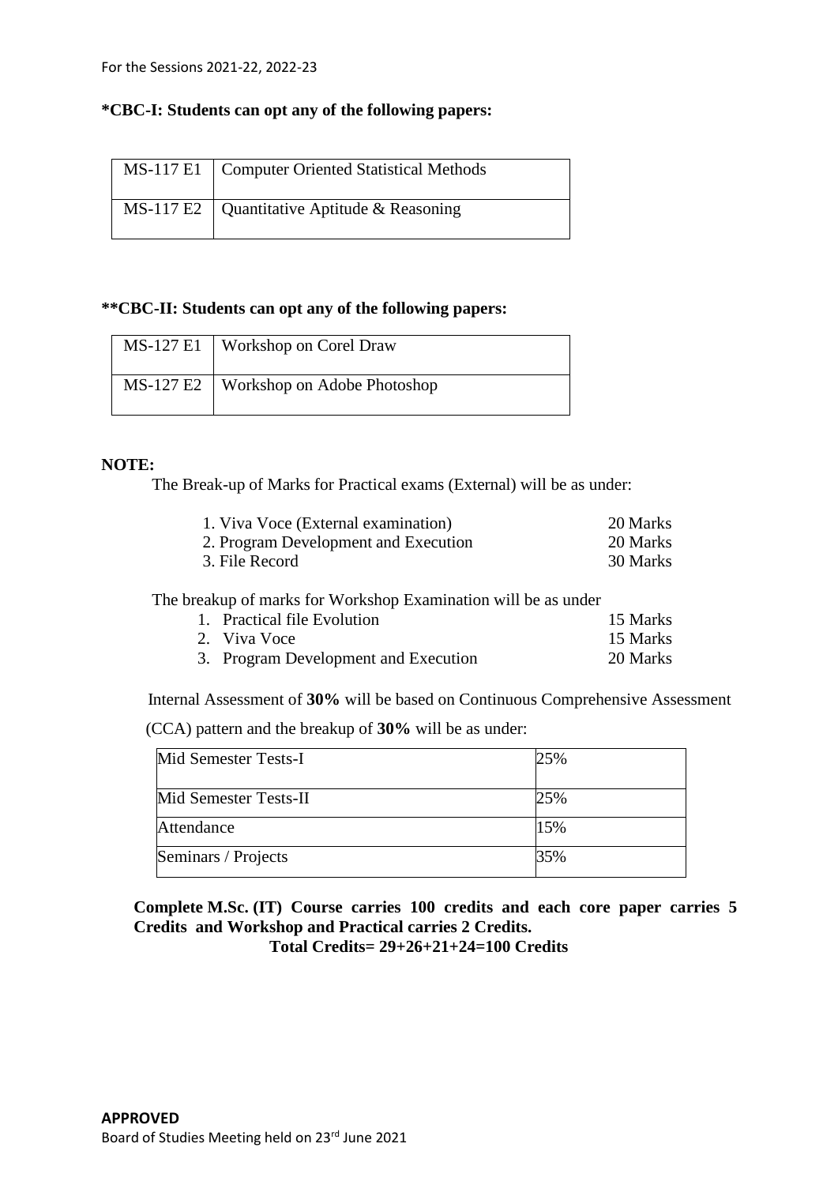**\*CBC-I: Students can opt any of the following papers:**

| | |
|---|---|
| MS-117 E1 | Computer Oriented Statistical Methods |
| MS-117 E2 | Quantitative Aptitude & Reasoning |

**\*\*CBC-II: Students can opt any of the following papers:**

| | |
|---|---|
| MS-127 E1 | Workshop on Corel Draw |
| MS-127 E2 | Workshop on Adobe Photoshop |

**NOTE:**

The Break-up of Marks for Practical exams (External) will be as under:

1. Viva Voce (External examination) 20 Marks
2. Program Development and Execution 20 Marks
3. File Record 30 Marks

The breakup of marks for Workshop Examination will be as under

1. Practical file Evolution 15 Marks
2. Viva Voce 15 Marks
3. Program Development and Execution 20 Marks

Internal Assessment of **30%** will be based on Continuous Comprehensive Assessment (CCA) pattern and the breakup of **30%** will be as under:

| | |
|---|---|
| Mid Semester Tests-I | 25% |
| Mid Semester Tests-II | 25% |
| Attendance | 15% |
| Seminars / Projects | 35% |

**Complete M.Sc. (IT) Course carries 100 credits and each core paper carries 5 Credits and Workshop and Practical carries 2 Credits.**

**Total Credits= 29+26+21+24=100 Credits**

**APPROVED**
Board of Studies Meeting held on 23rd June 2021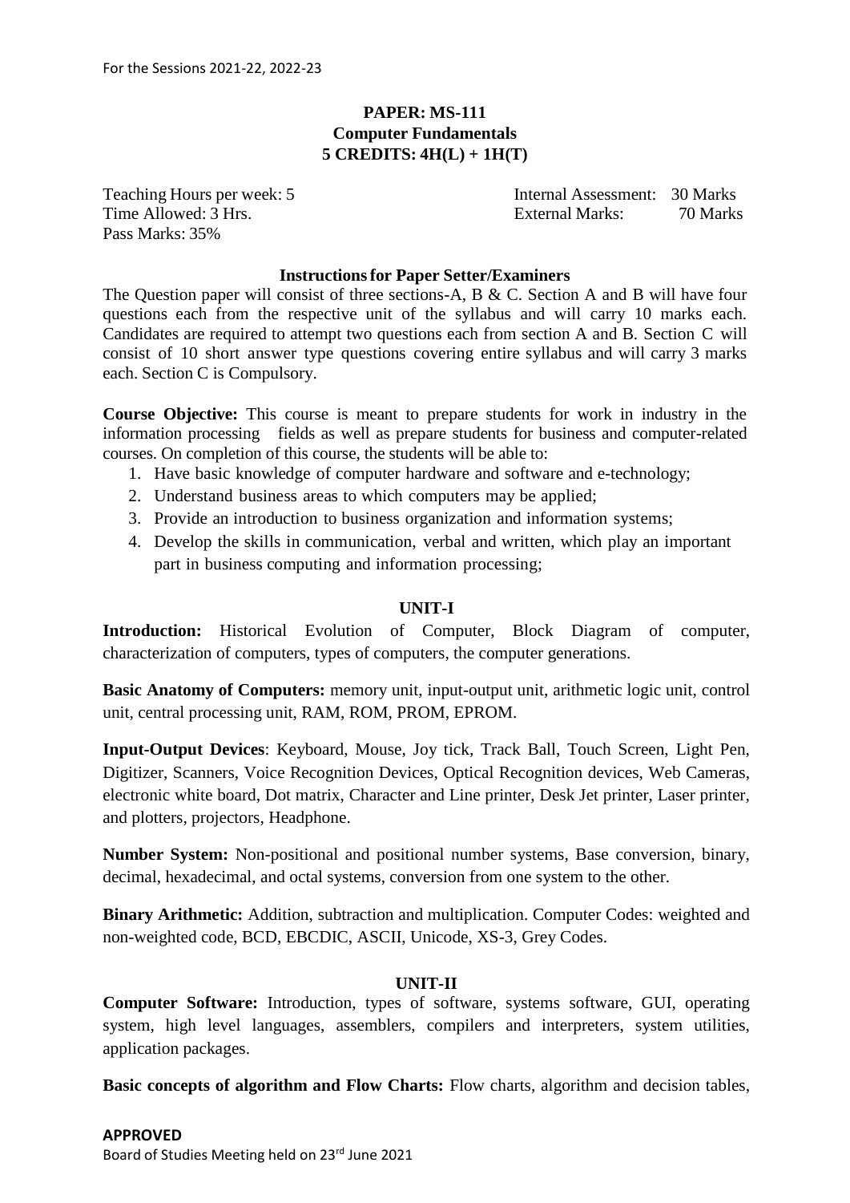For the Sessions 2021-22, 2022-23

## PAPER: MS-111
## Computer Fundamentals
## 5 CREDITS: 4H(L) + 1H(T)

Teaching Hours per week: 5
Time Allowed: 3 Hrs.
Pass Marks: 35%

Internal Assessment: 30 Marks
External Marks: 70 Marks

### Instructions for Paper Setter/Examiners

The Question paper will consist of three sections-A, B & C. Section A and B will have four questions each from the respective unit of the syllabus and will carry 10 marks each. Candidates are required to attempt two questions each from section A and B. Section C will consist of 10 short answer type questions covering entire syllabus and will carry 3 marks each. Section C is Compulsory.

**Course Objective:** This course is meant to prepare students for work in industry in the information processing fields as well as prepare students for business and computer-related courses. On completion of this course, the students will be able to:

1. Have basic knowledge of computer hardware and software and e-technology;
2. Understand business areas to which computers may be applied;
3. Provide an introduction to business organization and information systems;
4. Develop the skills in communication, verbal and written, which play an important part in business computing and information processing;

### UNIT-I

**Introduction:** Historical Evolution of Computer, Block Diagram of computer, characterization of computers, types of computers, the computer generations.

**Basic Anatomy of Computers:** memory unit, input-output unit, arithmetic logic unit, control unit, central processing unit, RAM, ROM, PROM, EPROM.

**Input-Output Devices**: Keyboard, Mouse, Joy tick, Track Ball, Touch Screen, Light Pen, Digitizer, Scanners, Voice Recognition Devices, Optical Recognition devices, Web Cameras, electronic white board, Dot matrix, Character and Line printer, Desk Jet printer, Laser printer, and plotters, projectors, Headphone.

**Number System:** Non-positional and positional number systems, Base conversion, binary, decimal, hexadecimal, and octal systems, conversion from one system to the other.

**Binary Arithmetic:** Addition, subtraction and multiplication. Computer Codes: weighted and non-weighted code, BCD, EBCDIC, ASCII, Unicode, XS-3, Grey Codes.

### UNIT-II

**Computer Software:** Introduction, types of software, systems software, GUI, operating system, high level languages, assemblers, compilers and interpreters, system utilities, application packages.

**Basic concepts of algorithm and Flow Charts:** Flow charts, algorithm and decision tables,

**APPROVED**
Board of Studies Meeting held on 23rd June 2021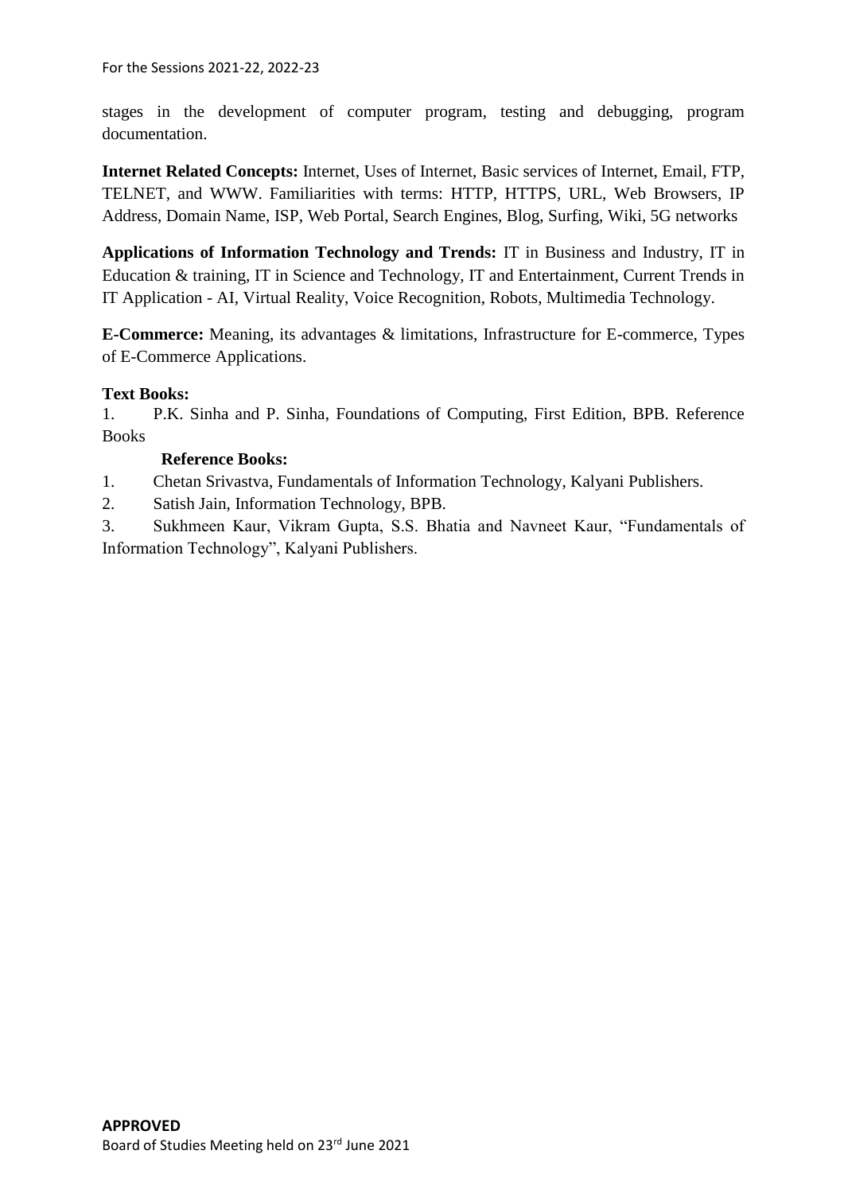stages in the development of computer program, testing and debugging, program documentation.

**Internet Related Concepts:** Internet, Uses of Internet, Basic services of Internet, Email, FTP, TELNET, and WWW. Familiarities with terms: HTTP, HTTPS, URL, Web Browsers, IP Address, Domain Name, ISP, Web Portal, Search Engines, Blog, Surfing, Wiki, 5G networks

**Applications of Information Technology and Trends:** IT in Business and Industry, IT in Education & training, IT in Science and Technology, IT and Entertainment, Current Trends in IT Application - AI, Virtual Reality, Voice Recognition, Robots, Multimedia Technology.

**E-Commerce:** Meaning, its advantages & limitations, Infrastructure for E-commerce, Types of E-Commerce Applications.

**Text Books:**

1. P.K. Sinha and P. Sinha, Foundations of Computing, First Edition, BPB. Reference Books

**Reference Books:**

1. Chetan Srivastva, Fundamentals of Information Technology, Kalyani Publishers.
2. Satish Jain, Information Technology, BPB.
3. Sukhmeen Kaur, Vikram Gupta, S.S. Bhatia and Navneet Kaur, "Fundamentals of Information Technology", Kalyani Publishers.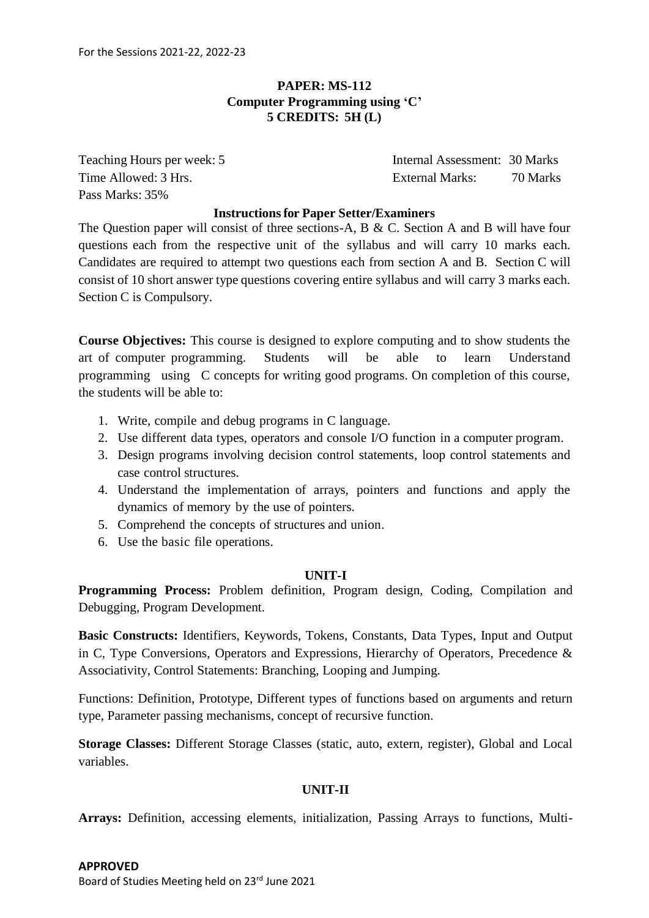**PAPER: MS-112**
**Computer Programming using 'C'**
**5 CREDITS: 5H (L)**

Teaching Hours per week: 5
Time Allowed: 3 Hrs.
Pass Marks: 35%

Internal Assessment: 30 Marks
External Marks: 70 Marks

**Instructions for Paper Setter/Examiners**

The Question paper will consist of three sections-A, B & C. Section A and B will have four questions each from the respective unit of the syllabus and will carry 10 marks each. Candidates are required to attempt two questions each from section A and B. Section C will consist of 10 short answer type questions covering entire syllabus and will carry 3 marks each. Section C is Compulsory.

**Course Objectives:** This course is designed to explore computing and to show students the art of computer programming. Students will be able to learn Understand programming using C concepts for writing good programs. On completion of this course, the students will be able to:

1. Write, compile and debug programs in C language.
2. Use different data types, operators and console I/O function in a computer program.
3. Design programs involving decision control statements, loop control statements and case control structures.
4. Understand the implementation of arrays, pointers and functions and apply the dynamics of memory by the use of pointers.
5. Comprehend the concepts of structures and union.
6. Use the basic file operations.

**UNIT-I**

**Programming Process:** Problem definition, Program design, Coding, Compilation and Debugging, Program Development.

**Basic Constructs:** Identifiers, Keywords, Tokens, Constants, Data Types, Input and Output in C, Type Conversions, Operators and Expressions, Hierarchy of Operators, Precedence & Associativity, Control Statements: Branching, Looping and Jumping.

Functions: Definition, Prototype, Different types of functions based on arguments and return type, Parameter passing mechanisms, concept of recursive function.

**Storage Classes:** Different Storage Classes (static, auto, extern, register), Global and Local variables.

**UNIT-II**

**Arrays:** Definition, accessing elements, initialization, Passing Arrays to functions, Multi-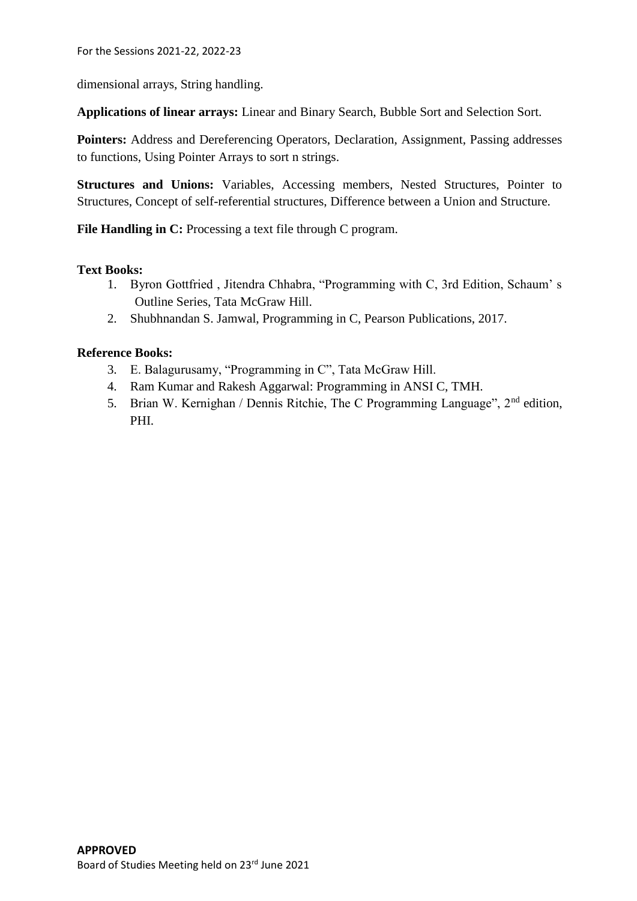dimensional arrays, String handling.

**Applications of linear arrays:** Linear and Binary Search, Bubble Sort and Selection Sort.

**Pointers:** Address and Dereferencing Operators, Declaration, Assignment, Passing addresses to functions, Using Pointer Arrays to sort n strings.

**Structures and Unions:** Variables, Accessing members, Nested Structures, Pointer to Structures, Concept of self-referential structures, Difference between a Union and Structure.

**File Handling in C:** Processing a text file through C program.

**Text Books:**

1. Byron Gottfried , Jitendra Chhabra, "Programming with C, 3rd Edition, Schaum' s Outline Series, Tata McGraw Hill.
2. Shubhnandan S. Jamwal, Programming in C, Pearson Publications, 2017.

**Reference Books:**

3. E. Balagurusamy, "Programming in C", Tata McGraw Hill.
4. Ram Kumar and Rakesh Aggarwal: Programming in ANSI C, TMH.
5. Brian W. Kernighan / Dennis Ritchie, The C Programming Language", 2nd edition, PHI.

**APPROVED**
Board of Studies Meeting held on 23rd June 2021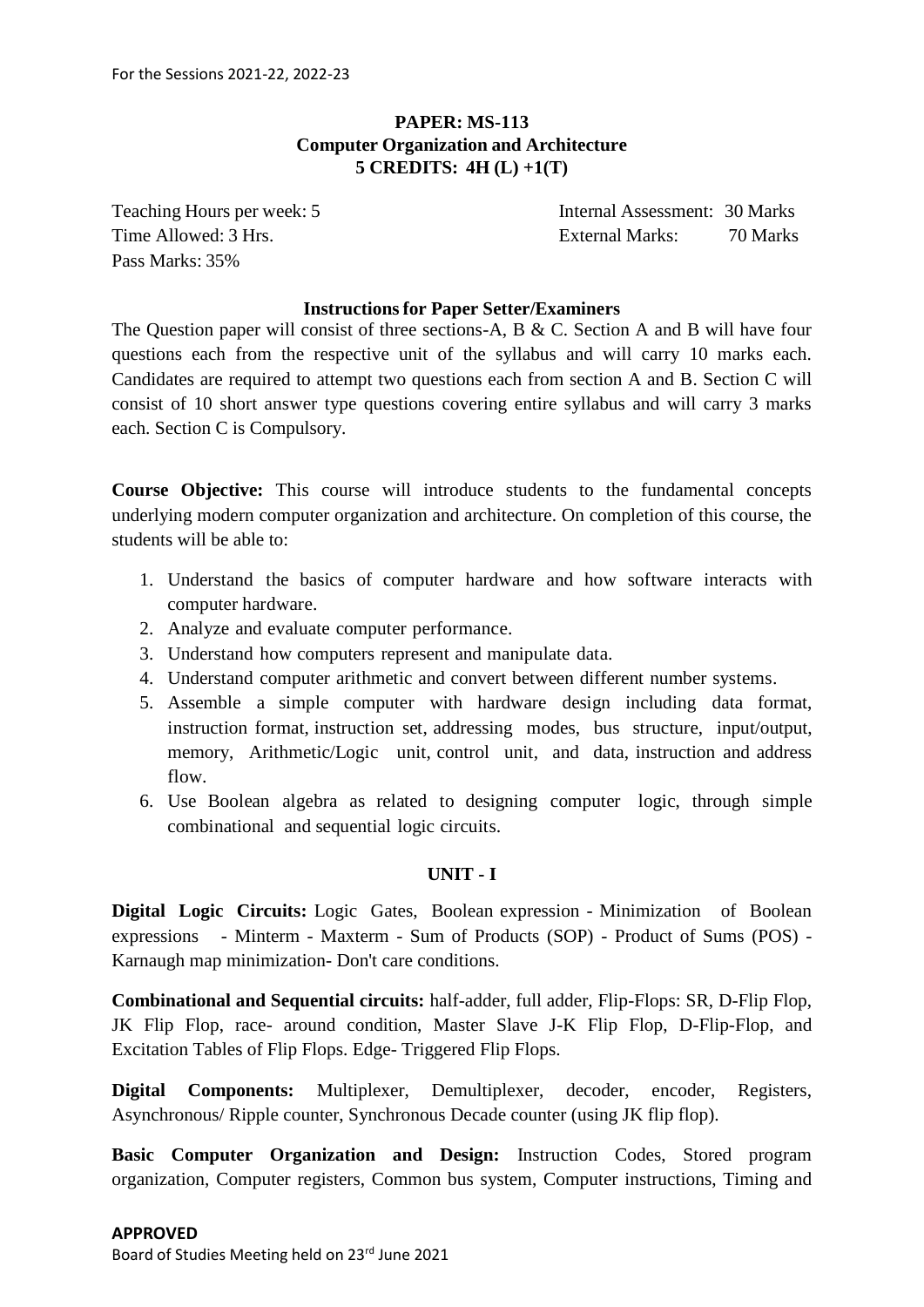For the Sessions 2021-22, 2022-23

**PAPER: MS-113**
**Computer Organization and Architecture**
**5 CREDITS: 4H (L) +1(T)**

Teaching Hours per week: 5 | Internal Assessment: 30 Marks
Time Allowed: 3 Hrs. | External Marks: 70 Marks
Pass Marks: 35%

**Instructions for Paper Setter/Examiners**

The Question paper will consist of three sections-A, B & C. Section A and B will have four questions each from the respective unit of the syllabus and will carry 10 marks each. Candidates are required to attempt two questions each from section A and B. Section C will consist of 10 short answer type questions covering entire syllabus and will carry 3 marks each. Section C is Compulsory.

**Course Objective:** This course will introduce students to the fundamental concepts underlying modern computer organization and architecture. On completion of this course, the students will be able to:

1. Understand the basics of computer hardware and how software interacts with computer hardware.
2. Analyze and evaluate computer performance.
3. Understand how computers represent and manipulate data.
4. Understand computer arithmetic and convert between different number systems.
5. Assemble a simple computer with hardware design including data format, instruction format, instruction set, addressing modes, bus structure, input/output, memory, Arithmetic/Logic unit, control unit, and data, instruction and address flow.
6. Use Boolean algebra as related to designing computer logic, through simple combinational and sequential logic circuits.

**UNIT - I**

**Digital Logic Circuits:** Logic Gates, Boolean expression - Minimization of Boolean expressions - Minterm - Maxterm - Sum of Products (SOP) - Product of Sums (POS) - Karnaugh map minimization- Don't care conditions.

**Combinational and Sequential circuits:** half-adder, full adder, Flip-Flops: SR, D-Flip Flop, JK Flip Flop, race- around condition, Master Slave J-K Flip Flop, D-Flip-Flop, and Excitation Tables of Flip Flops. Edge- Triggered Flip Flops.

**Digital Components:** Multiplexer, Demultiplexer, decoder, encoder, Registers, Asynchronous/ Ripple counter, Synchronous Decade counter (using JK flip flop).

**Basic Computer Organization and Design:** Instruction Codes, Stored program organization, Computer registers, Common bus system, Computer instructions, Timing and

**APPROVED**
Board of Studies Meeting held on 23rd June 2021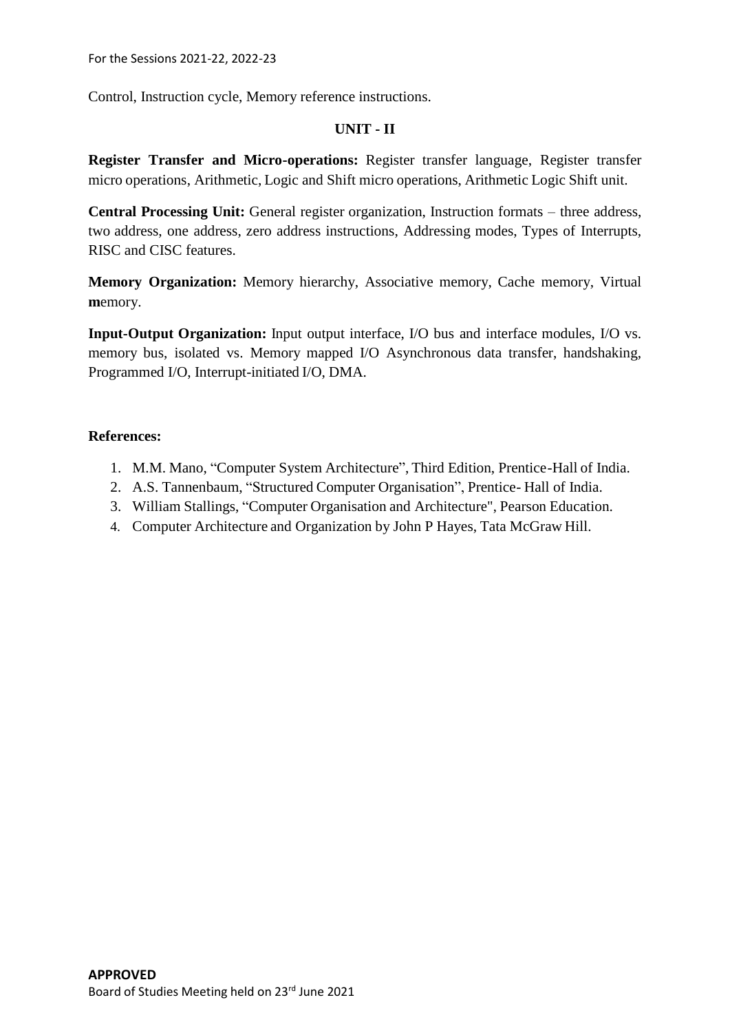Control, Instruction cycle, Memory reference instructions.

## UNIT - II

**Register Transfer and Micro-operations:** Register transfer language, Register transfer micro operations, Arithmetic, Logic and Shift micro operations, Arithmetic Logic Shift unit.

**Central Processing Unit:** General register organization, Instruction formats – three address, two address, one address, zero address instructions, Addressing modes, Types of Interrupts, RISC and CISC features.

**Memory Organization:** Memory hierarchy, Associative memory, Cache memory, Virtual **m**emory.

**Input-Output Organization:** Input output interface, I/O bus and interface modules, I/O vs. memory bus, isolated vs. Memory mapped I/O Asynchronous data transfer, handshaking, Programmed I/O, Interrupt-initiated I/O, DMA.

**References:**

1. M.M. Mano, "Computer System Architecture", Third Edition, Prentice-Hall of India.
2. A.S. Tannenbaum, "Structured Computer Organisation", Prentice- Hall of India.
3. William Stallings, "Computer Organisation and Architecture", Pearson Education.
4. Computer Architecture and Organization by John P Hayes, Tata McGraw Hill.

**APPROVED**
Board of Studies Meeting held on 23rd June 2021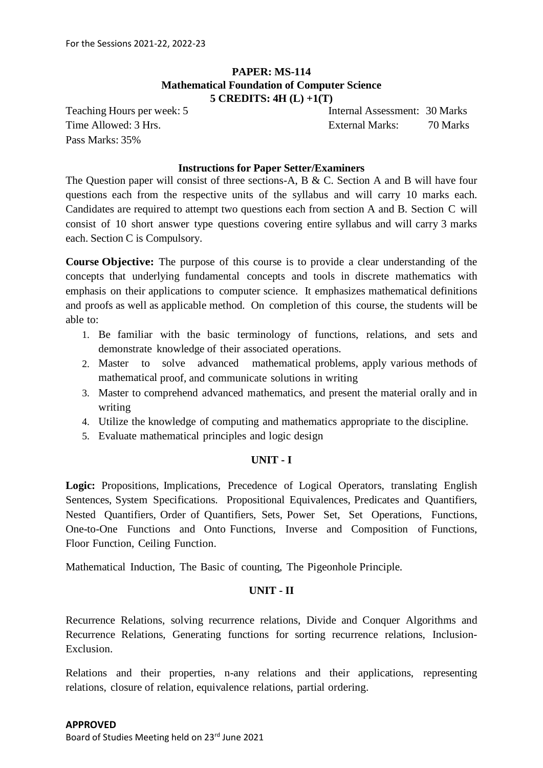For the Sessions 2021-22, 2022-23

**PAPER: MS-114**
**Mathematical Foundation of Computer Science**
**5 CREDITS: 4H (L) +1(T)**

Teaching Hours per week: 5  
Time Allowed: 3 Hrs.  
Pass Marks: 35%

Internal Assessment: 30 Marks  
External Marks: 70 Marks

**Instructions for Paper Setter/Examiners**

The Question paper will consist of three sections-A, B & C. Section A and B will have four questions each from the respective units of the syllabus and will carry 10 marks each. Candidates are required to attempt two questions each from section A and B. Section C will consist of 10 short answer type questions covering entire syllabus and will carry 3 marks each. Section C is Compulsory.

**Course Objective:** The purpose of this course is to provide a clear understanding of the concepts that underlying fundamental concepts and tools in discrete mathematics with emphasis on their applications to computer science. It emphasizes mathematical definitions and proofs as well as applicable method. On completion of this course, the students will be able to:

1. Be familiar with the basic terminology of functions, relations, and sets and demonstrate knowledge of their associated operations.
2. Master to solve advanced mathematical problems, apply various methods of mathematical proof, and communicate solutions in writing
3. Master to comprehend advanced mathematics, and present the material orally and in writing
4. Utilize the knowledge of computing and mathematics appropriate to the discipline.
5. Evaluate mathematical principles and logic design

**UNIT - I**

**Logic:** Propositions, Implications, Precedence of Logical Operators, translating English Sentences, System Specifications. Propositional Equivalences, Predicates and Quantifiers, Nested Quantifiers, Order of Quantifiers, Sets, Power Set, Set Operations, Functions, One-to-One Functions and Onto Functions, Inverse and Composition of Functions, Floor Function, Ceiling Function.

Mathematical Induction, The Basic of counting, The Pigeonhole Principle.

**UNIT - II**

Recurrence Relations, solving recurrence relations, Divide and Conquer Algorithms and Recurrence Relations, Generating functions for sorting recurrence relations, Inclusion-Exclusion.

Relations and their properties, n-any relations and their applications, representing relations, closure of relation, equivalence relations, partial ordering.

**APPROVED**  
Board of Studies Meeting held on 23rd June 2021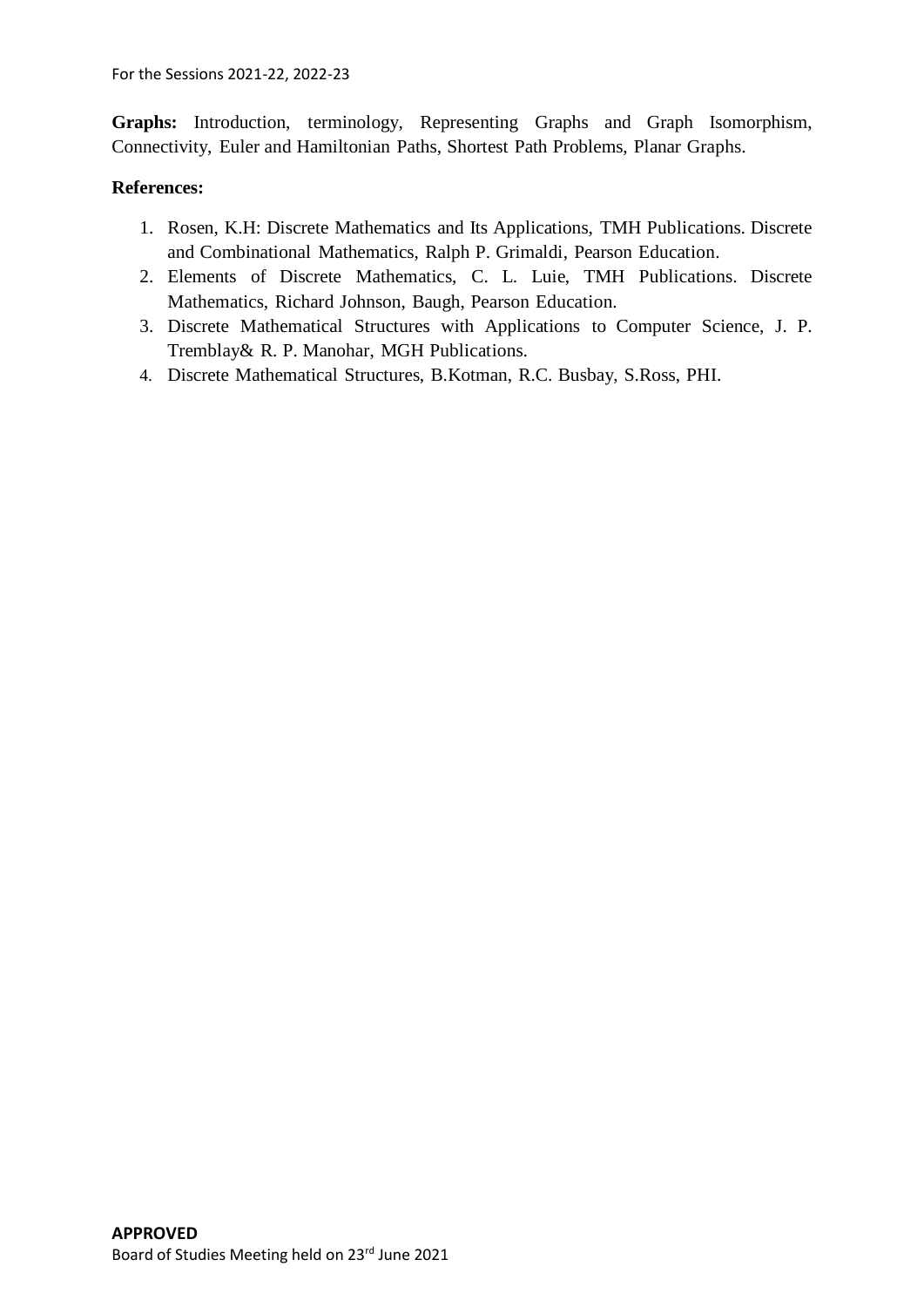**Graphs:** Introduction, terminology, Representing Graphs and Graph Isomorphism, Connectivity, Euler and Hamiltonian Paths, Shortest Path Problems, Planar Graphs.

**References:**

1. Rosen, K.H: Discrete Mathematics and Its Applications, TMH Publications. Discrete and Combinational Mathematics, Ralph P. Grimaldi, Pearson Education.
2. Elements of Discrete Mathematics, C. L. Luie, TMH Publications. Discrete Mathematics, Richard Johnson, Baugh, Pearson Education.
3. Discrete Mathematical Structures with Applications to Computer Science, J. P. Tremblay& R. P. Manohar, MGH Publications.
4. Discrete Mathematical Structures, B.Kotman, R.C. Busbay, S.Ross, PHI.

**APPROVED**
Board of Studies Meeting held on 23rd June 2021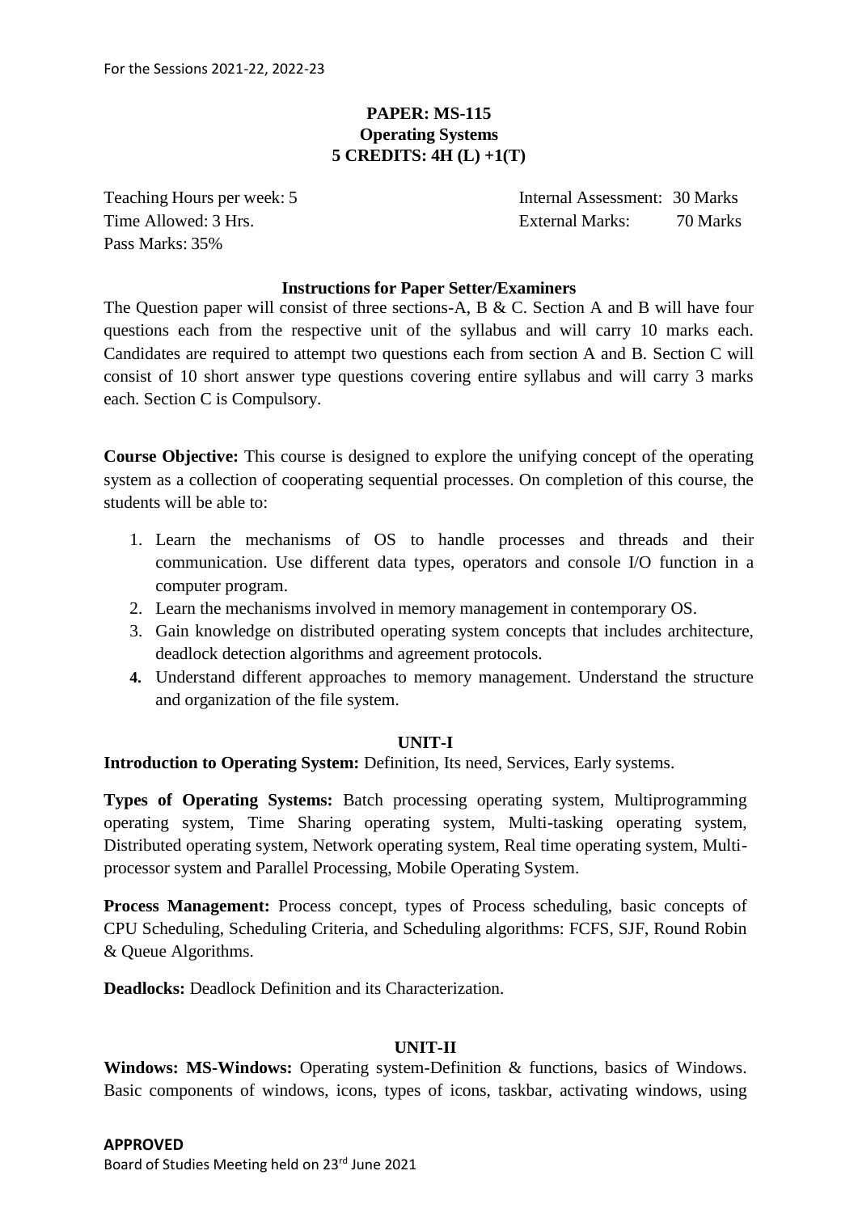For the Sessions 2021-22, 2022-23

**PAPER: MS-115**
**Operating Systems**
**5 CREDITS: 4H (L) +1(T)**

Teaching Hours per week: 5 | Internal Assessment: 30 Marks
Time Allowed: 3 Hrs. | External Marks: 70 Marks
Pass Marks: 35%

**Instructions for Paper Setter/Examiners**

The Question paper will consist of three sections-A, B & C. Section A and B will have four questions each from the respective unit of the syllabus and will carry 10 marks each. Candidates are required to attempt two questions each from section A and B. Section C will consist of 10 short answer type questions covering entire syllabus and will carry 3 marks each. Section C is Compulsory.

**Course Objective:** This course is designed to explore the unifying concept of the operating system as a collection of cooperating sequential processes. On completion of this course, the students will be able to:

1. Learn the mechanisms of OS to handle processes and threads and their communication. Use different data types, operators and console I/O function in a computer program.
2. Learn the mechanisms involved in memory management in contemporary OS.
3. Gain knowledge on distributed operating system concepts that includes architecture, deadlock detection algorithms and agreement protocols.
4. Understand different approaches to memory management. Understand the structure and organization of the file system.

**UNIT-I**

**Introduction to Operating System:** Definition, Its need, Services, Early systems.

**Types of Operating Systems:** Batch processing operating system, Multiprogramming operating system, Time Sharing operating system, Multi-tasking operating system, Distributed operating system, Network operating system, Real time operating system, Multi-processor system and Parallel Processing, Mobile Operating System.

**Process Management:** Process concept, types of Process scheduling, basic concepts of CPU Scheduling, Scheduling Criteria, and Scheduling algorithms: FCFS, SJF, Round Robin & Queue Algorithms.

**Deadlocks:** Deadlock Definition and its Characterization.

**UNIT-II**

**Windows: MS-Windows:** Operating system-Definition & functions, basics of Windows. Basic components of windows, icons, types of icons, taskbar, activating windows, using

**APPROVED**
Board of Studies Meeting held on 23rd June 2021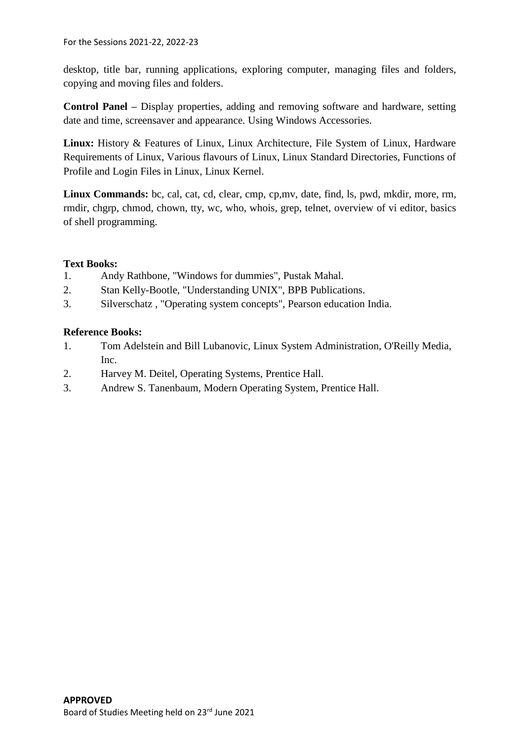desktop, title bar, running applications, exploring computer, managing files and folders, copying and moving files and folders.

**Control Panel –** Display properties, adding and removing software and hardware, setting date and time, screensaver and appearance. Using Windows Accessories.

**Linux:** History & Features of Linux, Linux Architecture, File System of Linux, Hardware Requirements of Linux, Various flavours of Linux, Linux Standard Directories, Functions of Profile and Login Files in Linux, Linux Kernel.

**Linux Commands:** bc, cal, cat, cd, clear, cmp, cp,mv, date, find, ls, pwd, mkdir, more, rm, rmdir, chgrp, chmod, chown, tty, wc, who, whois, grep, telnet, overview of vi editor, basics of shell programming.

**Text Books:**

1. Andy Rathbone, "Windows for dummies", Pustak Mahal.
2. Stan Kelly-Bootle, "Understanding UNIX", BPB Publications.
3. Silverschatz , "Operating system concepts", Pearson education India.

**Reference Books:**

1. Tom Adelstein and Bill Lubanovic, Linux System Administration, O'Reilly Media, Inc.
2. Harvey M. Deitel, Operating Systems, Prentice Hall.
3. Andrew S. Tanenbaum, Modern Operating System, Prentice Hall.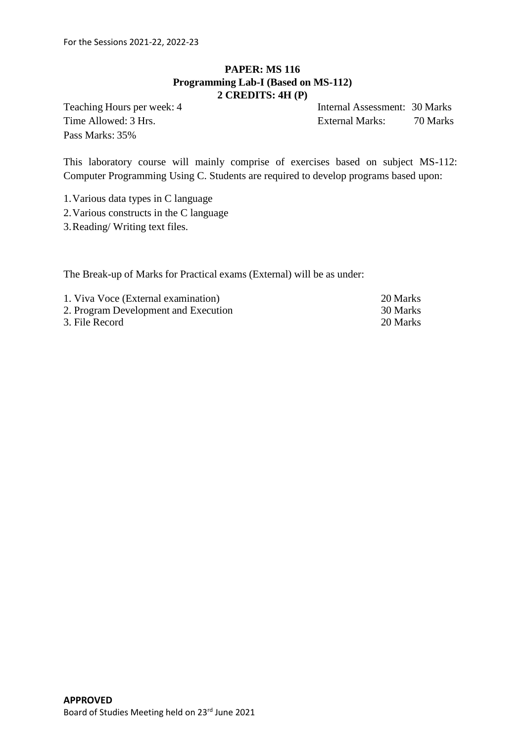**PAPER: MS 116**
**Programming Lab-I (Based on MS-112)**
**2 CREDITS: 4H (P)**

Teaching Hours per week: 4 — Internal Assessment: 30 Marks

Time Allowed: 3 Hrs. — External Marks: 70 Marks

Pass Marks: 35%

This laboratory course will mainly comprise of exercises based on subject MS-112: Computer Programming Using C. Students are required to develop programs based upon:

1. Various data types in C language
2. Various constructs in the C language
3. Reading/ Writing text files.

The Break-up of Marks for Practical exams (External) will be as under:

| | |
|---|---|
| 1. Viva Voce (External examination) | 20 Marks |
| 2. Program Development and Execution | 30 Marks |
| 3. File Record | 20 Marks |

**APPROVED**
Board of Studies Meeting held on 23rd June 2021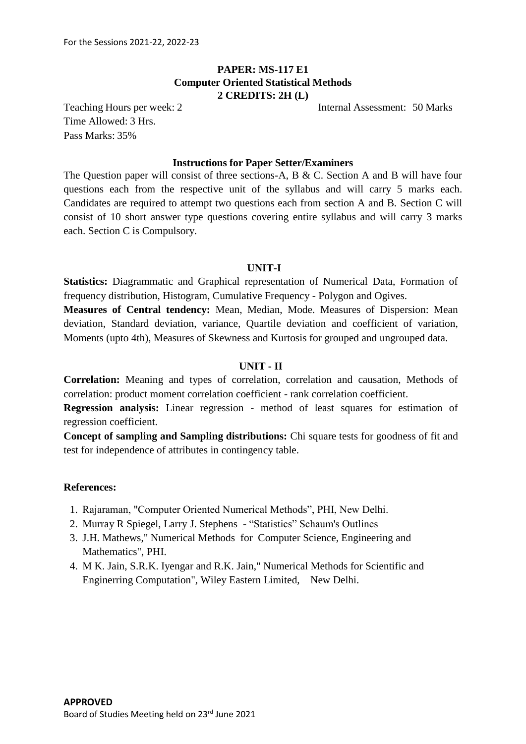For the Sessions 2021-22, 2022-23

**PAPER: MS-117 E1**
**Computer Oriented Statistical Methods**
**2 CREDITS: 2H (L)**

Teaching Hours per week: 2 Internal Assessment: 50 Marks
Time Allowed: 3 Hrs.
Pass Marks: 35%

**Instructions for Paper Setter/Examiners**

The Question paper will consist of three sections-A, B & C. Section A and B will have four questions each from the respective unit of the syllabus and will carry 5 marks each. Candidates are required to attempt two questions each from section A and B. Section C will consist of 10 short answer type questions covering entire syllabus and will carry 3 marks each. Section C is Compulsory.

**UNIT-I**

**Statistics:** Diagrammatic and Graphical representation of Numerical Data, Formation of frequency distribution, Histogram, Cumulative Frequency - Polygon and Ogives.

**Measures of Central tendency:** Mean, Median, Mode. Measures of Dispersion: Mean deviation, Standard deviation, variance, Quartile deviation and coefficient of variation, Moments (upto 4th), Measures of Skewness and Kurtosis for grouped and ungrouped data.

**UNIT - II**

**Correlation:** Meaning and types of correlation, correlation and causation, Methods of correlation: product moment correlation coefficient - rank correlation coefficient.

**Regression analysis:** Linear regression - method of least squares for estimation of regression coefficient.

**Concept of sampling and Sampling distributions:** Chi square tests for goodness of fit and test for independence of attributes in contingency table.

**References:**

1. Rajaraman, "Computer Oriented Numerical Methods", PHI, New Delhi.
2. Murray R Spiegel, Larry J. Stephens - "Statistics" Schaum's Outlines
3. J.H. Mathews," Numerical Methods for Computer Science, Engineering and Mathematics", PHI.
4. M K. Jain, S.R.K. Iyengar and R.K. Jain," Numerical Methods for Scientific and Enginerring Computation", Wiley Eastern Limited, New Delhi.

**APPROVED**
Board of Studies Meeting held on 23rd June 2021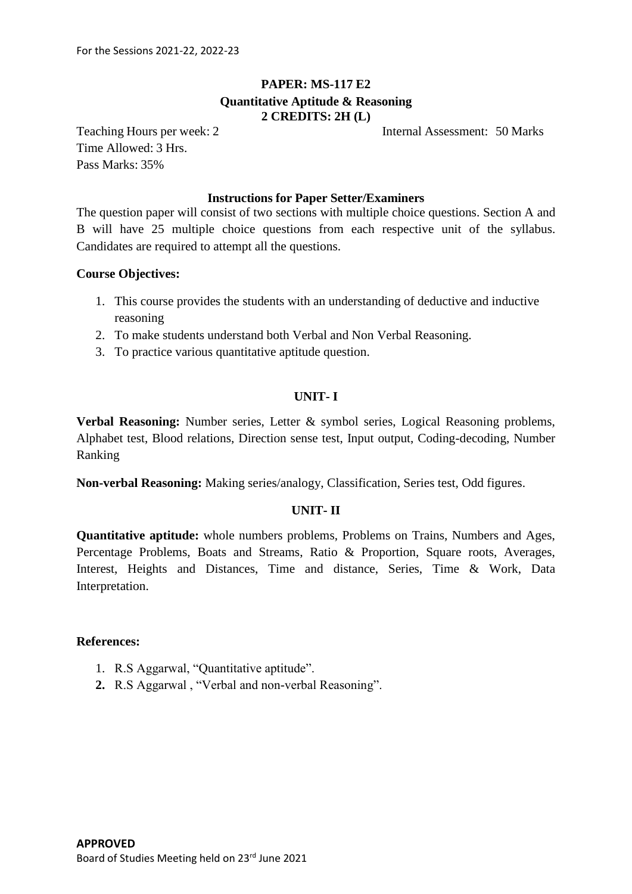For the Sessions 2021-22, 2022-23

## PAPER: MS-117 E2

### Quantitative Aptitude & Reasoning

### 2 CREDITS: 2H (L)

Teaching Hours per week: 2 — Internal Assessment: 50 Marks

Time Allowed: 3 Hrs.

Pass Marks: 35%

**Instructions for Paper Setter/Examiners**

The question paper will consist of two sections with multiple choice questions. Section A and B will have 25 multiple choice questions from each respective unit of the syllabus. Candidates are required to attempt all the questions.

**Course Objectives:**

1. This course provides the students with an understanding of deductive and inductive reasoning
2. To make students understand both Verbal and Non Verbal Reasoning.
3. To practice various quantitative aptitude question.

### UNIT- I

**Verbal Reasoning:** Number series, Letter & symbol series, Logical Reasoning problems, Alphabet test, Blood relations, Direction sense test, Input output, Coding-decoding, Number Ranking

**Non-verbal Reasoning:** Making series/analogy, Classification, Series test, Odd figures.

### UNIT- II

**Quantitative aptitude:** whole numbers problems, Problems on Trains, Numbers and Ages, Percentage Problems, Boats and Streams, Ratio & Proportion, Square roots, Averages, Interest, Heights and Distances, Time and distance, Series, Time & Work, Data Interpretation.

**References:**

1. R.S Aggarwal, "Quantitative aptitude".
2. R.S Aggarwal , "Verbal and non-verbal Reasoning".

**APPROVED**

Board of Studies Meeting held on 23rd June 2021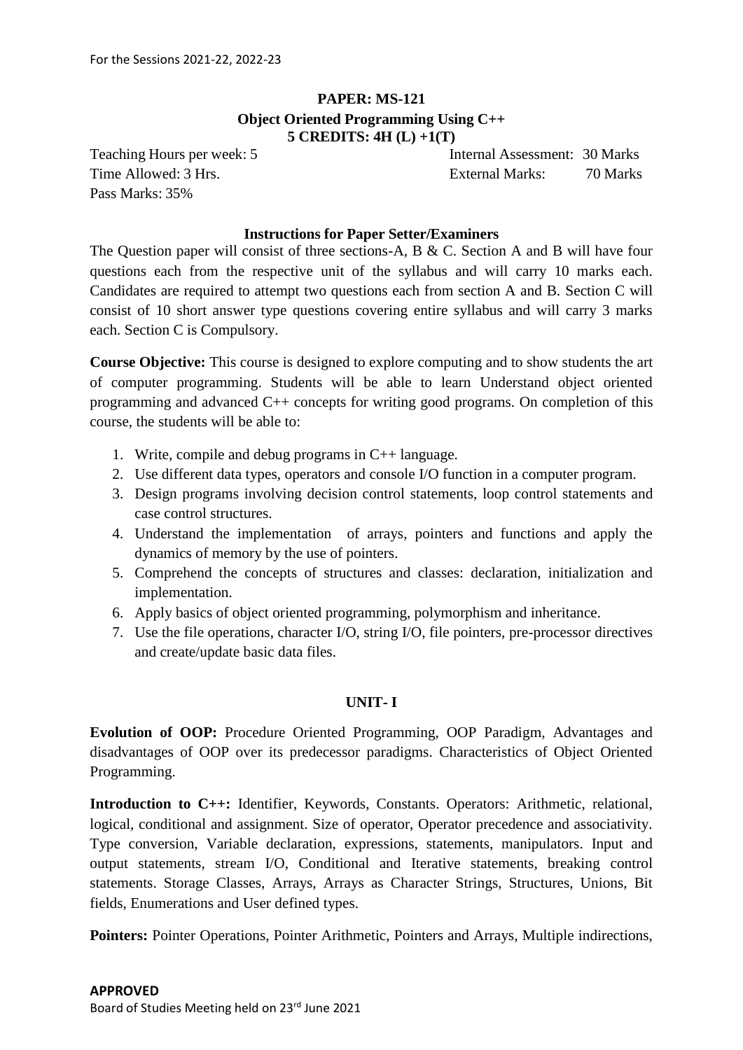For the Sessions 2021-22, 2022-23

## PAPER: MS-121

### Object Oriented Programming Using C++

**5 CREDITS: 4H (L) +1(T)**

Teaching Hours per week: 5 | Internal Assessment: 30 Marks

Time Allowed: 3 Hrs. | External Marks: 70 Marks

Pass Marks: 35%

**Instructions for Paper Setter/Examiners**

The Question paper will consist of three sections-A, B & C. Section A and B will have four questions each from the respective unit of the syllabus and will carry 10 marks each. Candidates are required to attempt two questions each from section A and B. Section C will consist of 10 short answer type questions covering entire syllabus and will carry 3 marks each. Section C is Compulsory.

**Course Objective:** This course is designed to explore computing and to show students the art of computer programming. Students will be able to learn Understand object oriented programming and advanced C++ concepts for writing good programs. On completion of this course, the students will be able to:

1. Write, compile and debug programs in C++ language.
2. Use different data types, operators and console I/O function in a computer program.
3. Design programs involving decision control statements, loop control statements and case control structures.
4. Understand the implementation of arrays, pointers and functions and apply the dynamics of memory by the use of pointers.
5. Comprehend the concepts of structures and classes: declaration, initialization and implementation.
6. Apply basics of object oriented programming, polymorphism and inheritance.
7. Use the file operations, character I/O, string I/O, file pointers, pre-processor directives and create/update basic data files.

### UNIT- I

**Evolution of OOP:** Procedure Oriented Programming, OOP Paradigm, Advantages and disadvantages of OOP over its predecessor paradigms. Characteristics of Object Oriented Programming.

**Introduction to C++:** Identifier, Keywords, Constants. Operators: Arithmetic, relational, logical, conditional and assignment. Size of operator, Operator precedence and associativity. Type conversion, Variable declaration, expressions, statements, manipulators. Input and output statements, stream I/O, Conditional and Iterative statements, breaking control statements. Storage Classes, Arrays, Arrays as Character Strings, Structures, Unions, Bit fields, Enumerations and User defined types.

**Pointers:** Pointer Operations, Pointer Arithmetic, Pointers and Arrays, Multiple indirections,

**APPROVED**

Board of Studies Meeting held on 23rd June 2021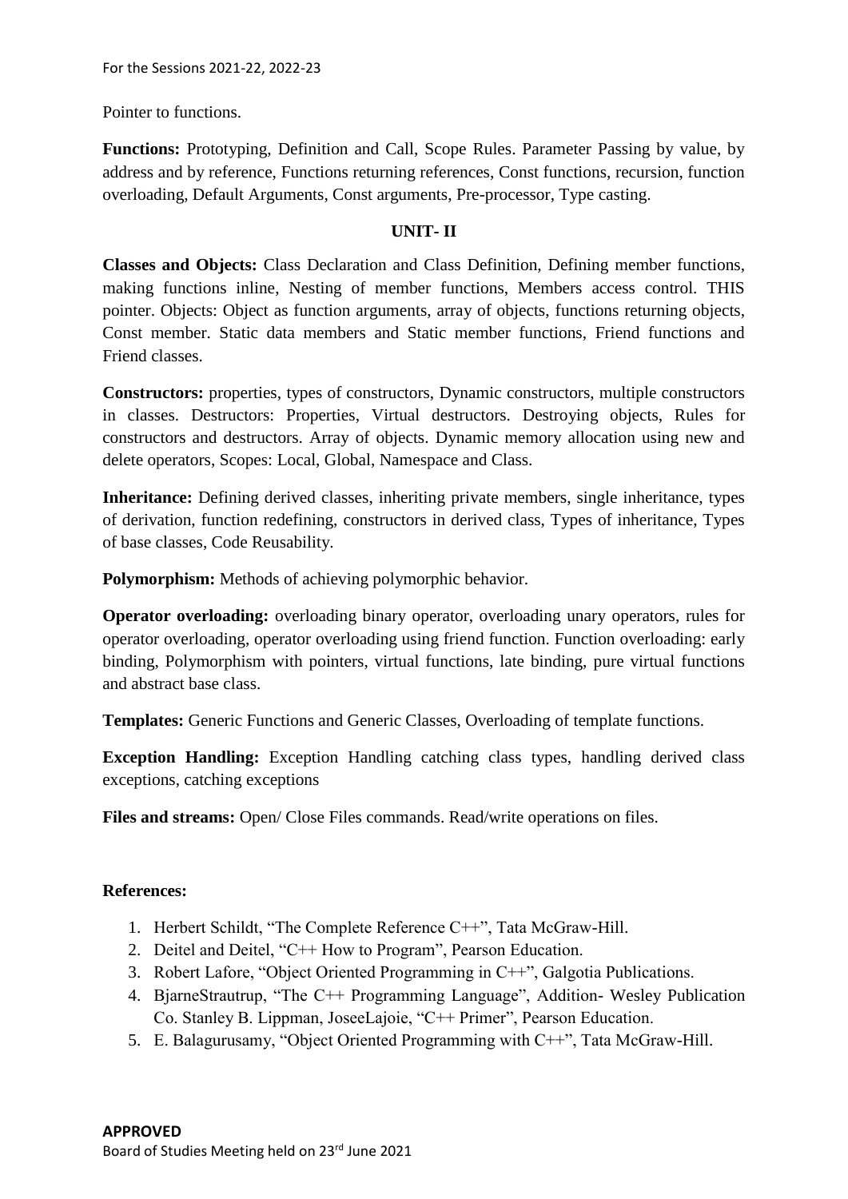Pointer to functions.

**Functions:** Prototyping, Definition and Call, Scope Rules. Parameter Passing by value, by address and by reference, Functions returning references, Const functions, recursion, function overloading, Default Arguments, Const arguments, Pre-processor, Type casting.

## UNIT- II

**Classes and Objects:** Class Declaration and Class Definition, Defining member functions, making functions inline, Nesting of member functions, Members access control. THIS pointer. Objects: Object as function arguments, array of objects, functions returning objects, Const member. Static data members and Static member functions, Friend functions and Friend classes.

**Constructors:** properties, types of constructors, Dynamic constructors, multiple constructors in classes. Destructors: Properties, Virtual destructors. Destroying objects, Rules for constructors and destructors. Array of objects. Dynamic memory allocation using new and delete operators, Scopes: Local, Global, Namespace and Class.

**Inheritance:** Defining derived classes, inheriting private members, single inheritance, types of derivation, function redefining, constructors in derived class, Types of inheritance, Types of base classes, Code Reusability.

**Polymorphism:** Methods of achieving polymorphic behavior.

**Operator overloading:** overloading binary operator, overloading unary operators, rules for operator overloading, operator overloading using friend function. Function overloading: early binding, Polymorphism with pointers, virtual functions, late binding, pure virtual functions and abstract base class.

**Templates:** Generic Functions and Generic Classes, Overloading of template functions.

**Exception Handling:** Exception Handling catching class types, handling derived class exceptions, catching exceptions

**Files and streams:** Open/ Close Files commands. Read/write operations on files.

**References:**

1. Herbert Schildt, "The Complete Reference C++", Tata McGraw-Hill.
2. Deitel and Deitel, "C++ How to Program", Pearson Education.
3. Robert Lafore, "Object Oriented Programming in C++", Galgotia Publications.
4. BjarneStrautrup, "The C++ Programming Language", Addition- Wesley Publication Co. Stanley B. Lippman, JoseeLajoie, "C++ Primer", Pearson Education.
5. E. Balagurusamy, "Object Oriented Programming with C++", Tata McGraw-Hill.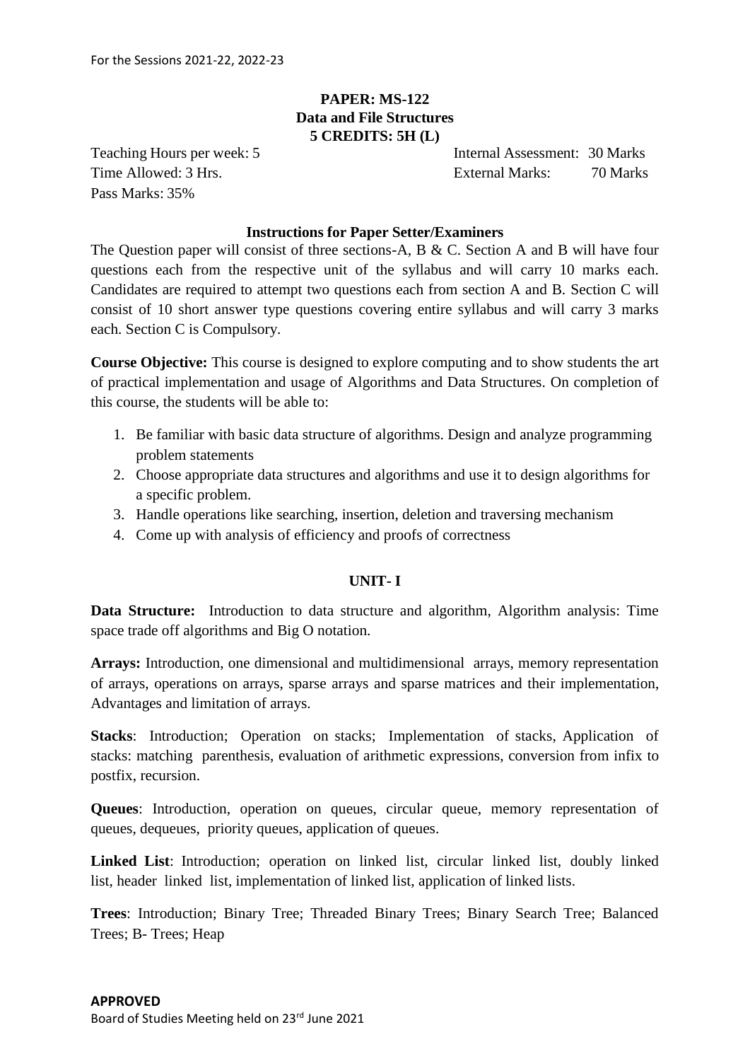For the Sessions 2021-22, 2022-23

**PAPER: MS-122**
**Data and File Structures**
**5 CREDITS: 5H (L)**

Teaching Hours per week: 5
Time Allowed: 3 Hrs.
Pass Marks: 35%

Internal Assessment: 30 Marks
External Marks: 70 Marks

**Instructions for Paper Setter/Examiners**

The Question paper will consist of three sections-A, B & C. Section A and B will have four questions each from the respective unit of the syllabus and will carry 10 marks each. Candidates are required to attempt two questions each from section A and B. Section C will consist of 10 short answer type questions covering entire syllabus and will carry 3 marks each. Section C is Compulsory.

**Course Objective:** This course is designed to explore computing and to show students the art of practical implementation and usage of Algorithms and Data Structures. On completion of this course, the students will be able to:

1. Be familiar with basic data structure of algorithms. Design and analyze programming problem statements
2. Choose appropriate data structures and algorithms and use it to design algorithms for a specific problem.
3. Handle operations like searching, insertion, deletion and traversing mechanism
4. Come up with analysis of efficiency and proofs of correctness

**UNIT- I**

**Data Structure:** Introduction to data structure and algorithm, Algorithm analysis: Time space trade off algorithms and Big O notation.

**Arrays:** Introduction, one dimensional and multidimensional arrays, memory representation of arrays, operations on arrays, sparse arrays and sparse matrices and their implementation, Advantages and limitation of arrays.

**Stacks**: Introduction; Operation on stacks; Implementation of stacks, Application of stacks: matching parenthesis, evaluation of arithmetic expressions, conversion from infix to postfix, recursion.

**Queues**: Introduction, operation on queues, circular queue, memory representation of queues, dequeues, priority queues, application of queues.

**Linked List**: Introduction; operation on linked list, circular linked list, doubly linked list, header linked list, implementation of linked list, application of linked lists.

**Trees**: Introduction; Binary Tree; Threaded Binary Trees; Binary Search Tree; Balanced Trees; B- Trees; Heap

**APPROVED**
Board of Studies Meeting held on 23rd June 2021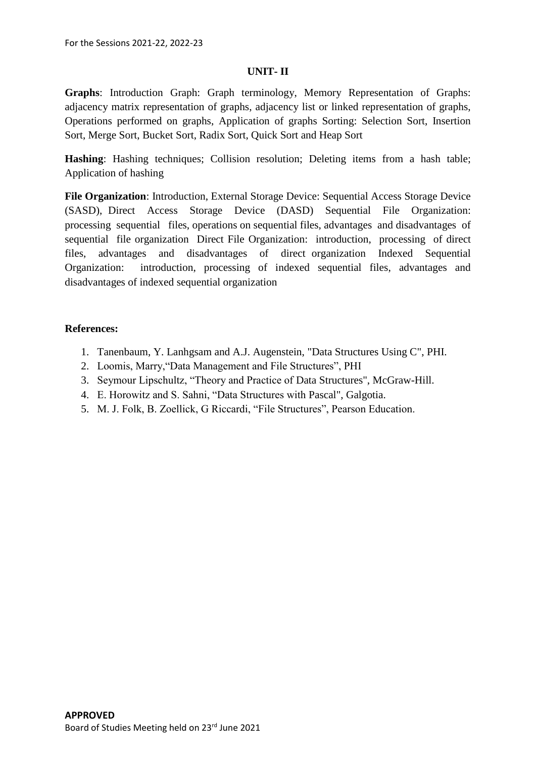## UNIT- II

**Graphs**: Introduction Graph: Graph terminology, Memory Representation of Graphs: adjacency matrix representation of graphs, adjacency list or linked representation of graphs, Operations performed on graphs, Application of graphs Sorting: Selection Sort, Insertion Sort, Merge Sort, Bucket Sort, Radix Sort, Quick Sort and Heap Sort

**Hashing**: Hashing techniques; Collision resolution; Deleting items from a hash table; Application of hashing

**File Organization**: Introduction, External Storage Device: Sequential Access Storage Device (SASD), Direct Access Storage Device (DASD) Sequential File Organization: processing sequential files, operations on sequential files, advantages and disadvantages of sequential file organization Direct File Organization: introduction, processing of direct files, advantages and disadvantages of direct organization Indexed Sequential Organization: introduction, processing of indexed sequential files, advantages and disadvantages of indexed sequential organization

**References:**

1. Tanenbaum, Y. Lanhgsam and A.J. Augenstein, "Data Structures Using C", PHI.
2. Loomis, Marry,"Data Management and File Structures", PHI
3. Seymour Lipschultz, "Theory and Practice of Data Structures", McGraw-Hill.
4. E. Horowitz and S. Sahni, "Data Structures with Pascal", Galgotia.
5. M. J. Folk, B. Zoellick, G Riccardi, "File Structures", Pearson Education.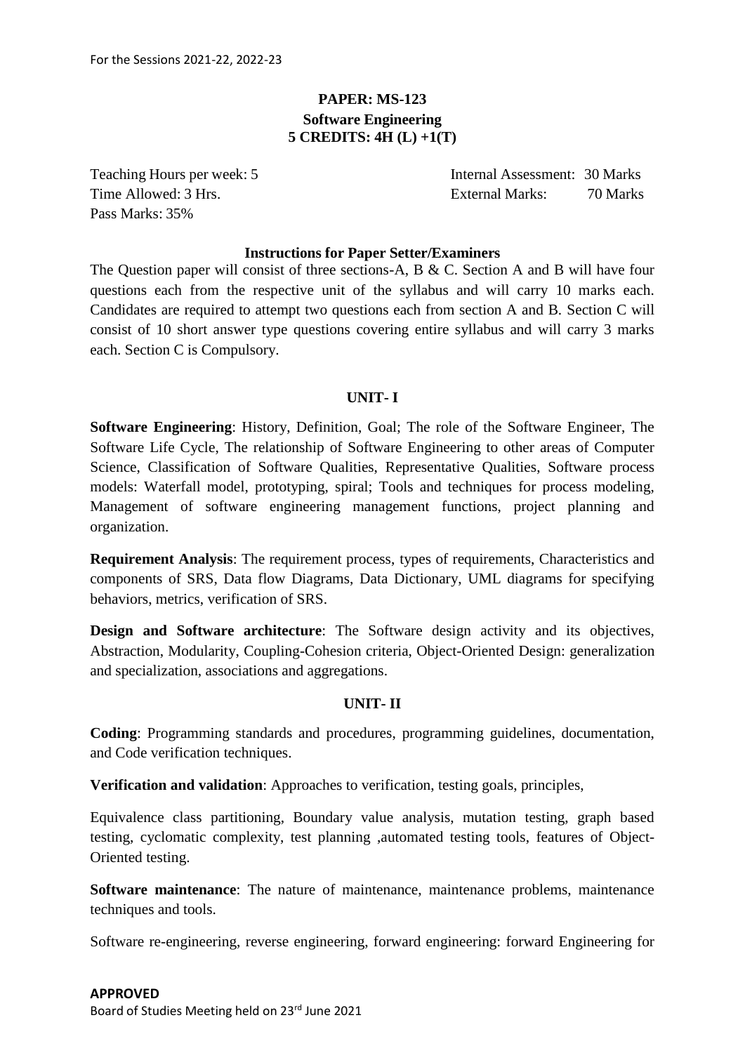For the Sessions 2021-22, 2022-23

**PAPER: MS-123**
**Software Engineering**
**5 CREDITS: 4H (L) +1(T)**

Teaching Hours per week: 5 | Internal Assessment: 30 Marks
Time Allowed: 3 Hrs. | External Marks: 70 Marks
Pass Marks: 35%

**Instructions for Paper Setter/Examiners**

The Question paper will consist of three sections-A, B & C. Section A and B will have four questions each from the respective unit of the syllabus and will carry 10 marks each. Candidates are required to attempt two questions each from section A and B. Section C will consist of 10 short answer type questions covering entire syllabus and will carry 3 marks each. Section C is Compulsory.

## UNIT- I

**Software Engineering**: History, Definition, Goal; The role of the Software Engineer, The Software Life Cycle, The relationship of Software Engineering to other areas of Computer Science, Classification of Software Qualities, Representative Qualities, Software process models: Waterfall model, prototyping, spiral; Tools and techniques for process modeling, Management of software engineering management functions, project planning and organization.

**Requirement Analysis**: The requirement process, types of requirements, Characteristics and components of SRS, Data flow Diagrams, Data Dictionary, UML diagrams for specifying behaviors, metrics, verification of SRS.

**Design and Software architecture**: The Software design activity and its objectives, Abstraction, Modularity, Coupling-Cohesion criteria, Object-Oriented Design: generalization and specialization, associations and aggregations.

## UNIT- II

**Coding**: Programming standards and procedures, programming guidelines, documentation, and Code verification techniques.

**Verification and validation**: Approaches to verification, testing goals, principles,

Equivalence class partitioning, Boundary value analysis, mutation testing, graph based testing, cyclomatic complexity, test planning ,automated testing tools, features of Object-Oriented testing.

**Software maintenance**: The nature of maintenance, maintenance problems, maintenance techniques and tools.

Software re-engineering, reverse engineering, forward engineering: forward Engineering for

**APPROVED**
Board of Studies Meeting held on 23rd June 2021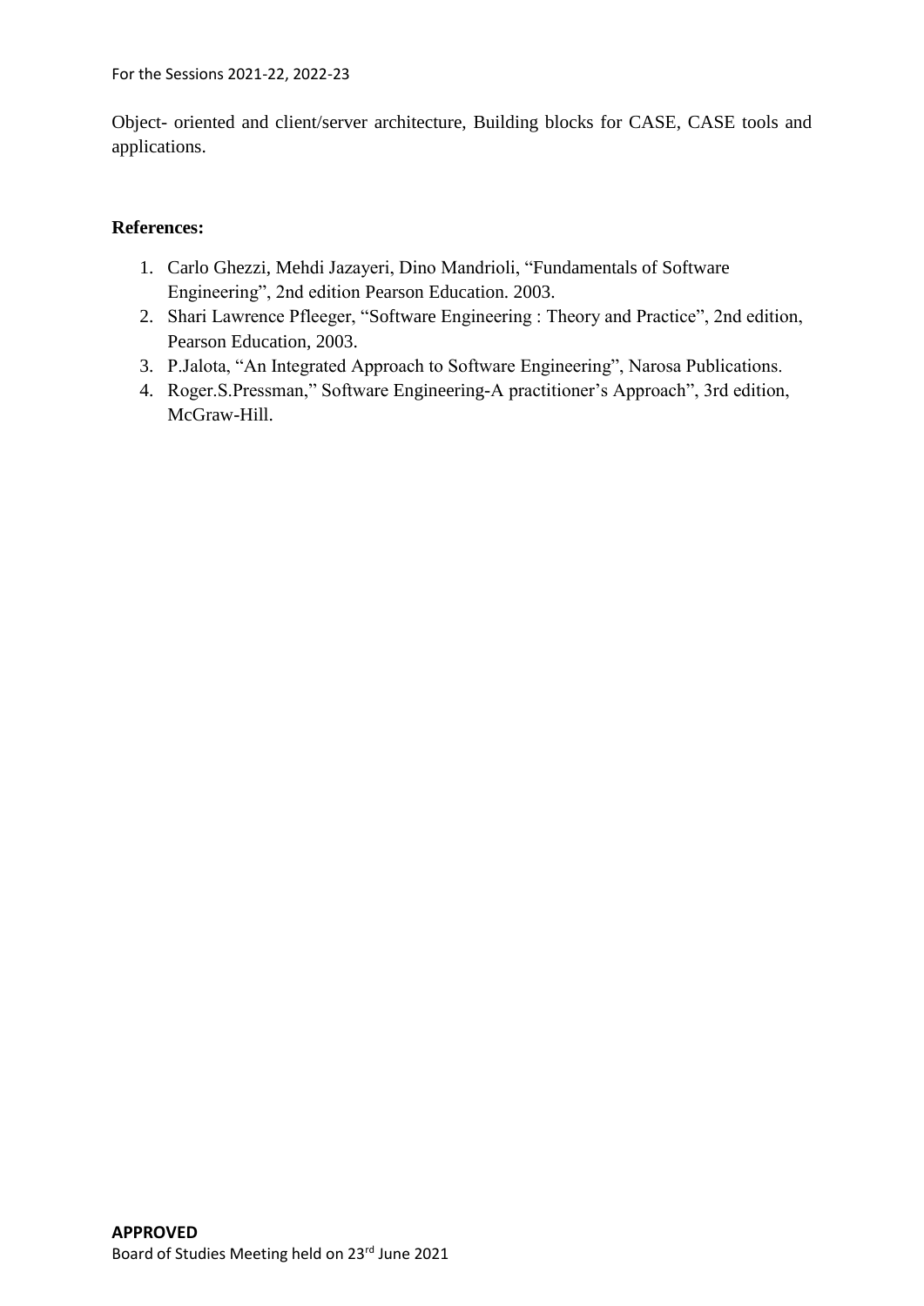Object- oriented and client/server architecture, Building blocks for CASE, CASE tools and applications.

**References:**

1. Carlo Ghezzi, Mehdi Jazayeri, Dino Mandrioli, "Fundamentals of Software Engineering", 2nd edition Pearson Education. 2003.
2. Shari Lawrence Pfleeger, "Software Engineering : Theory and Practice", 2nd edition, Pearson Education, 2003.
3. P.Jalota, "An Integrated Approach to Software Engineering", Narosa Publications.
4. Roger.S.Pressman," Software Engineering-A practitioner's Approach", 3rd edition, McGraw-Hill.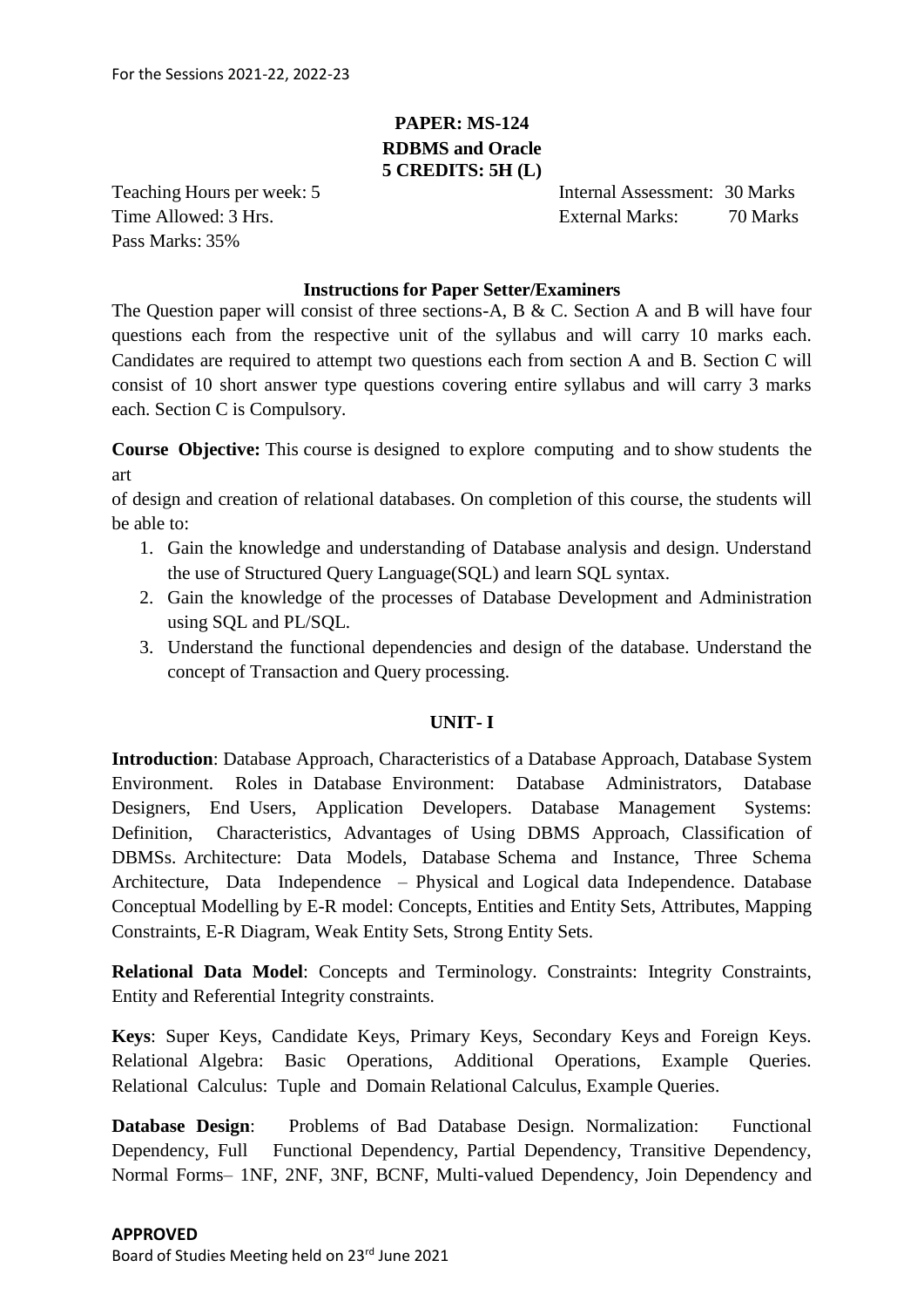For the Sessions 2021-22, 2022-23

## PAPER: MS-124
## RDBMS and Oracle
## 5 CREDITS: 5H (L)

Teaching Hours per week: 5 | Internal Assessment: 30 Marks
Time Allowed: 3 Hrs. | External Marks: 70 Marks
Pass Marks: 35%

### Instructions for Paper Setter/Examiners

The Question paper will consist of three sections-A, B & C. Section A and B will have four questions each from the respective unit of the syllabus and will carry 10 marks each. Candidates are required to attempt two questions each from section A and B. Section C will consist of 10 short answer type questions covering entire syllabus and will carry 3 marks each. Section C is Compulsory.

**Course Objective:** This course is designed to explore computing and to show students the art of design and creation of relational databases. On completion of this course, the students will be able to:

1. Gain the knowledge and understanding of Database analysis and design. Understand the use of Structured Query Language(SQL) and learn SQL syntax.
2. Gain the knowledge of the processes of Database Development and Administration using SQL and PL/SQL.
3. Understand the functional dependencies and design of the database. Understand the concept of Transaction and Query processing.

### UNIT- I

**Introduction**: Database Approach, Characteristics of a Database Approach, Database System Environment. Roles in Database Environment: Database Administrators, Database Designers, End Users, Application Developers. Database Management Systems: Definition, Characteristics, Advantages of Using DBMS Approach, Classification of DBMSs. Architecture: Data Models, Database Schema and Instance, Three Schema Architecture, Data Independence – Physical and Logical data Independence. Database Conceptual Modelling by E-R model: Concepts, Entities and Entity Sets, Attributes, Mapping Constraints, E-R Diagram, Weak Entity Sets, Strong Entity Sets.

**Relational Data Model**: Concepts and Terminology. Constraints: Integrity Constraints, Entity and Referential Integrity constraints.

**Keys**: Super Keys, Candidate Keys, Primary Keys, Secondary Keys and Foreign Keys. Relational Algebra: Basic Operations, Additional Operations, Example Queries. Relational Calculus: Tuple and Domain Relational Calculus, Example Queries.

**Database Design**: Problems of Bad Database Design. Normalization: Functional Dependency, Full Functional Dependency, Partial Dependency, Transitive Dependency, Normal Forms– 1NF, 2NF, 3NF, BCNF, Multi-valued Dependency, Join Dependency and

**APPROVED**
Board of Studies Meeting held on 23rd June 2021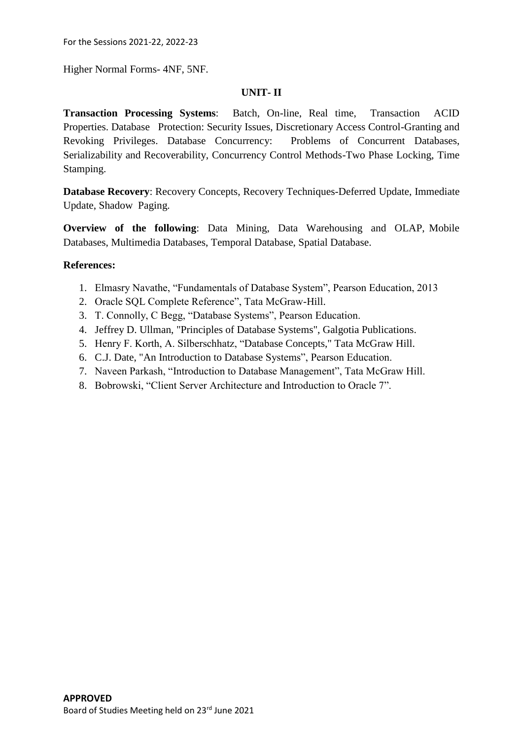Higher Normal Forms- 4NF, 5NF.

### UNIT- II

**Transaction Processing Systems**: Batch, On-line, Real time, Transaction ACID Properties. Database Protection: Security Issues, Discretionary Access Control-Granting and Revoking Privileges. Database Concurrency: Problems of Concurrent Databases, Serializability and Recoverability, Concurrency Control Methods-Two Phase Locking, Time Stamping.

**Database Recovery**: Recovery Concepts, Recovery Techniques-Deferred Update, Immediate Update, Shadow Paging.

**Overview of the following**: Data Mining, Data Warehousing and OLAP, Mobile Databases, Multimedia Databases, Temporal Database, Spatial Database.

**References:**

1. Elmasry Navathe, "Fundamentals of Database System", Pearson Education, 2013
2. Oracle SQL Complete Reference", Tata McGraw-Hill.
3. T. Connolly, C Begg, "Database Systems", Pearson Education.
4. Jeffrey D. Ullman, "Principles of Database Systems", Galgotia Publications.
5. Henry F. Korth, A. Silberschhatz, "Database Concepts," Tata McGraw Hill.
6. C.J. Date, "An Introduction to Database Systems", Pearson Education.
7. Naveen Parkash, "Introduction to Database Management", Tata McGraw Hill.
8. Bobrowski, "Client Server Architecture and Introduction to Oracle 7".

**APPROVED**

Board of Studies Meeting held on 23rd June 2021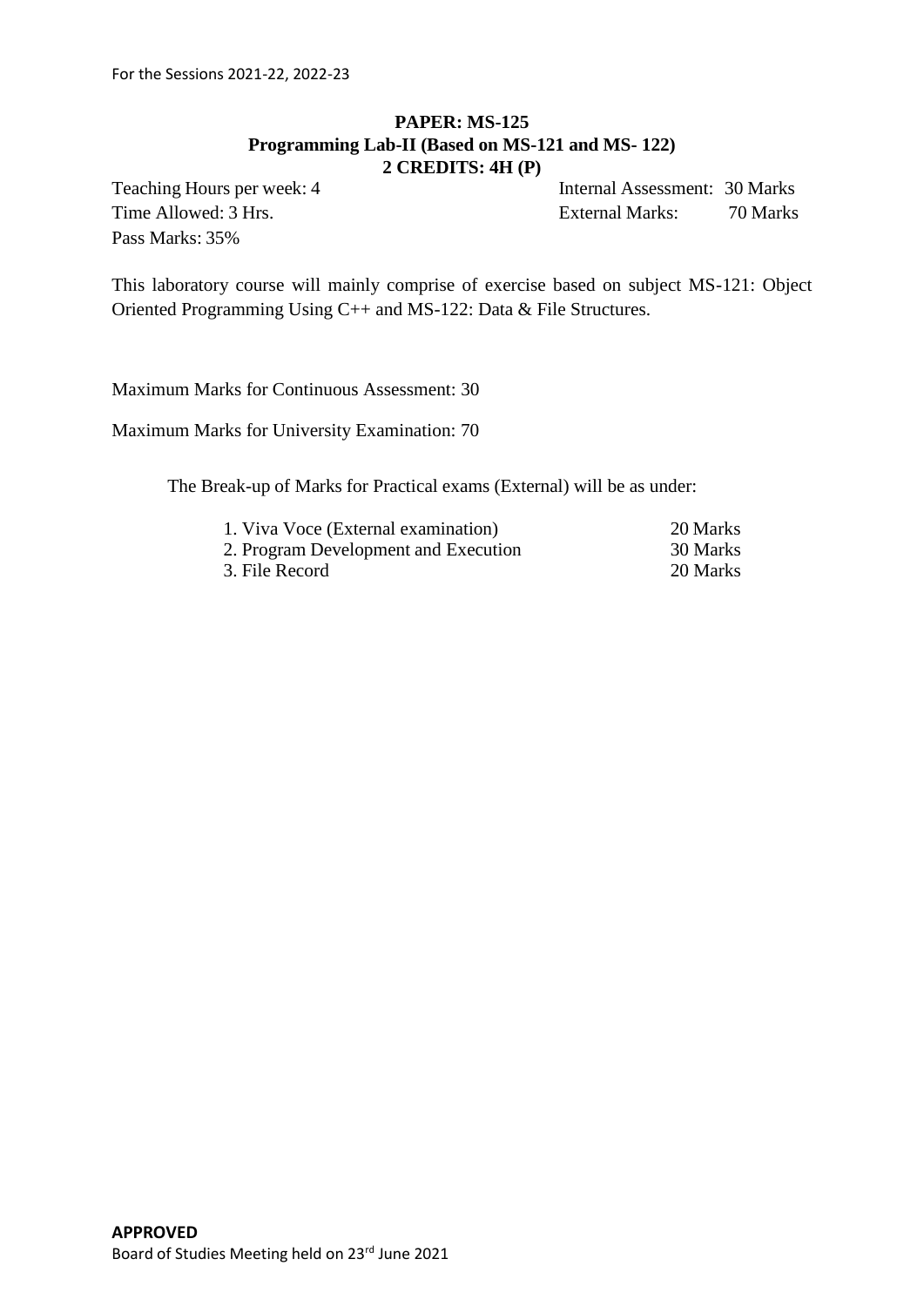**PAPER: MS-125**
**Programming Lab-II (Based on MS-121 and MS- 122)**
**2 CREDITS: 4H (P)**

| | |
|---|---|
| Teaching Hours per week: 4 | Internal Assessment: 30 Marks |
| Time Allowed: 3 Hrs. | External Marks: 70 Marks |
| Pass Marks: 35% | |

This laboratory course will mainly comprise of exercise based on subject MS-121: Object Oriented Programming Using C++ and MS-122: Data & File Structures.

Maximum Marks for Continuous Assessment: 30

Maximum Marks for University Examination: 70

The Break-up of Marks for Practical exams (External) will be as under:

| | |
|---|---|
| 1. Viva Voce (External examination) | 20 Marks |
| 2. Program Development and Execution | 30 Marks |
| 3. File Record | 20 Marks |

**APPROVED**
Board of Studies Meeting held on 23rd June 2021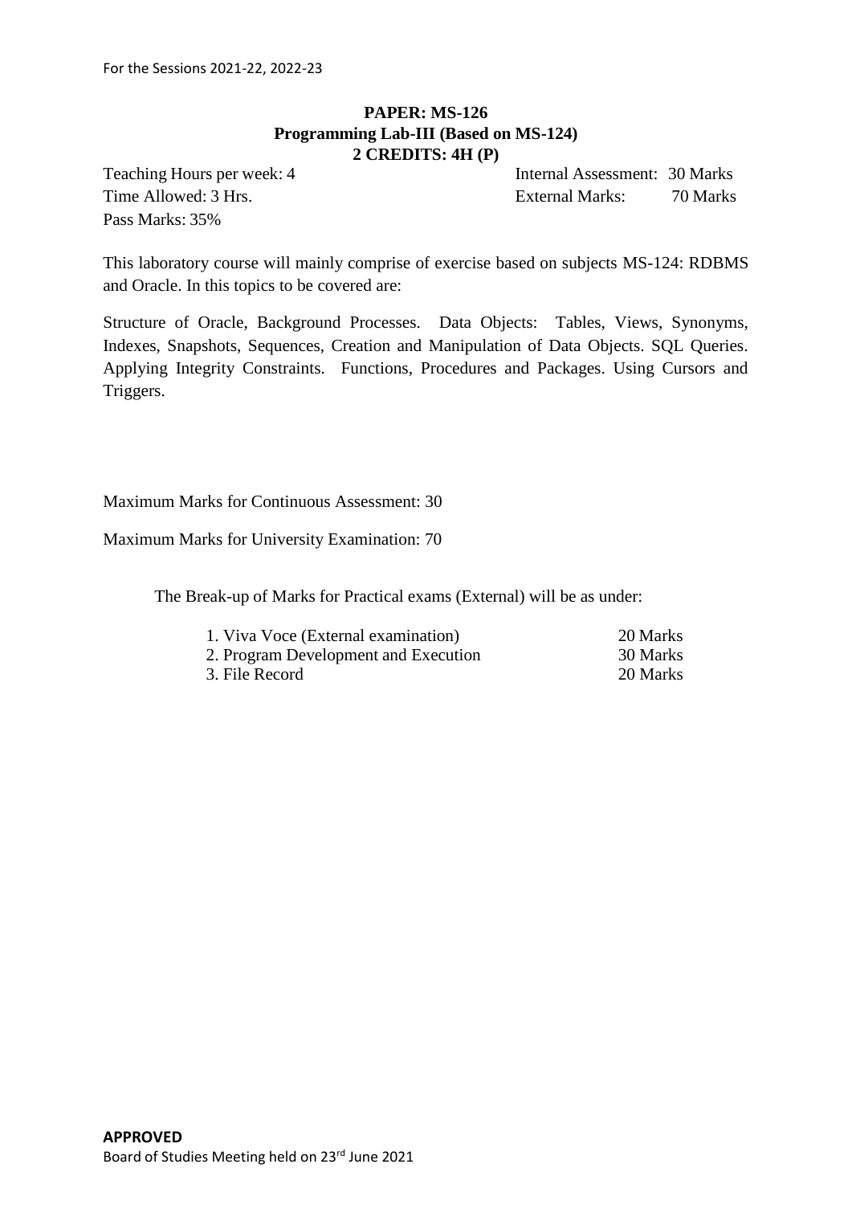# PAPER: MS-126
## Programming Lab-III (Based on MS-124)
### 2 CREDITS: 4H (P)

| | |
|---|---|
| Teaching Hours per week: 4 | Internal Assessment: 30 Marks |
| Time Allowed: 3 Hrs. | External Marks: 70 Marks |
| Pass Marks: 35% | |

This laboratory course will mainly comprise of exercise based on subjects MS-124: RDBMS and Oracle. In this topics to be covered are:

Structure of Oracle, Background Processes. Data Objects: Tables, Views, Synonyms, Indexes, Snapshots, Sequences, Creation and Manipulation of Data Objects. SQL Queries. Applying Integrity Constraints. Functions, Procedures and Packages. Using Cursors and Triggers.

Maximum Marks for Continuous Assessment: 30

Maximum Marks for University Examination: 70

The Break-up of Marks for Practical exams (External) will be as under:

| | |
|---|---|
| 1. Viva Voce (External examination) | 20 Marks |
| 2. Program Development and Execution | 30 Marks |
| 3. File Record | 20 Marks |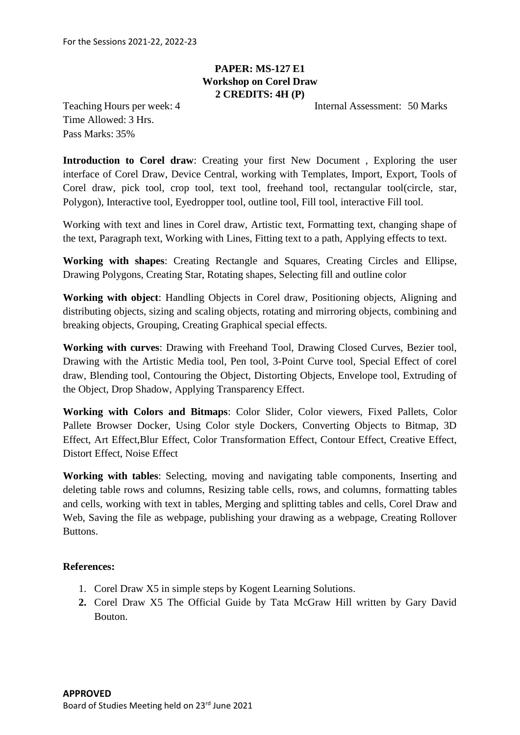For the Sessions 2021-22, 2022-23

**PAPER: MS-127 E1**
**Workshop on Corel Draw**
**2 CREDITS: 4H (P)**

Teaching Hours per week: 4 Internal Assessment: 50 Marks
Time Allowed: 3 Hrs.
Pass Marks: 35%

**Introduction to Corel draw**: Creating your first New Document , Exploring the user interface of Corel Draw, Device Central, working with Templates, Import, Export, Tools of Corel draw, pick tool, crop tool, text tool, freehand tool, rectangular tool(circle, star, Polygon), Interactive tool, Eyedropper tool, outline tool, Fill tool, interactive Fill tool.

Working with text and lines in Corel draw, Artistic text, Formatting text, changing shape of the text, Paragraph text, Working with Lines, Fitting text to a path, Applying effects to text.

**Working with shapes**: Creating Rectangle and Squares, Creating Circles and Ellipse, Drawing Polygons, Creating Star, Rotating shapes, Selecting fill and outline color

**Working with object**: Handling Objects in Corel draw, Positioning objects, Aligning and distributing objects, sizing and scaling objects, rotating and mirroring objects, combining and breaking objects, Grouping, Creating Graphical special effects.

**Working with curves**: Drawing with Freehand Tool, Drawing Closed Curves, Bezier tool, Drawing with the Artistic Media tool, Pen tool, 3-Point Curve tool, Special Effect of corel draw, Blending tool, Contouring the Object, Distorting Objects, Envelope tool, Extruding of the Object, Drop Shadow, Applying Transparency Effect.

**Working with Colors and Bitmaps**: Color Slider, Color viewers, Fixed Pallets, Color Pallete Browser Docker, Using Color style Dockers, Converting Objects to Bitmap, 3D Effect, Art Effect,Blur Effect, Color Transformation Effect, Contour Effect, Creative Effect, Distort Effect, Noise Effect

**Working with tables**: Selecting, moving and navigating table components, Inserting and deleting table rows and columns, Resizing table cells, rows, and columns, formatting tables and cells, working with text in tables, Merging and splitting tables and cells, Corel Draw and Web, Saving the file as webpage, publishing your drawing as a webpage, Creating Rollover Buttons.

**References:**

1. Corel Draw X5 in simple steps by Kogent Learning Solutions.
2. Corel Draw X5 The Official Guide by Tata McGraw Hill written by Gary David Bouton.

**APPROVED**
Board of Studies Meeting held on 23rd June 2021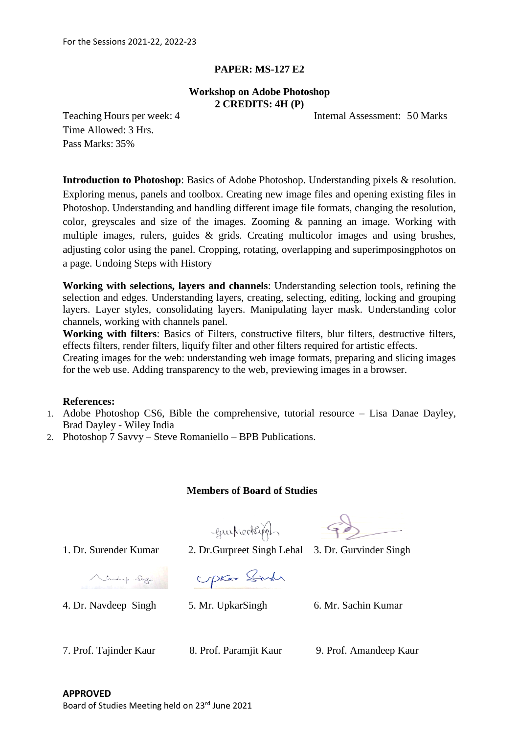For the Sessions 2021-22, 2022-23

**PAPER: MS-127 E2**

**Workshop on Adobe Photoshop**
**2 CREDITS: 4H (P)**

Teaching Hours per week: 4 | Internal Assessment: 50 Marks
Time Allowed: 3 Hrs.
Pass Marks: 35%

**Introduction to Photoshop**: Basics of Adobe Photoshop. Understanding pixels & resolution. Exploring menus, panels and toolbox. Creating new image files and opening existing files in Photoshop. Understanding and handling different image file formats, changing the resolution, color, greyscales and size of the images. Zooming & panning an image. Working with multiple images, rulers, guides & grids. Creating multicolor images and using brushes, adjusting color using the panel. Cropping, rotating, overlapping and superimposingphotos on a page. Undoing Steps with History

**Working with selections, layers and channels**: Understanding selection tools, refining the selection and edges. Understanding layers, creating, selecting, editing, locking and grouping layers. Layer styles, consolidating layers. Manipulating layer mask. Understanding color channels, working with channels panel.

**Working with filters**: Basics of Filters, constructive filters, blur filters, destructive filters, effects filters, render filters, liquify filter and other filters required for artistic effects.

Creating images for the web: understanding web image formats, preparing and slicing images for the web use. Adding transparency to the web, previewing images in a browser.

**References:**

1. Adobe Photoshop CS6, Bible the comprehensive, tutorial resource – Lisa Danae Dayley, Brad Dayley - Wiley India
2. Photoshop 7 Savvy – Steve Romaniello – BPB Publications.

**Members of Board of Studies**

| | | |
|---|---|---|
| 1. Dr. Surender Kumar | 2. Dr.Gurpreet Singh Lehal | 3. Dr. Gurvinder Singh |
| 4. Dr. Navdeep Singh | 5. Mr. UpkarSingh | 6. Mr. Sachin Kumar |
| 7. Prof. Tajinder Kaur | 8. Prof. Paramjit Kaur | 9. Prof. Amandeep Kaur |

**APPROVED**

Board of Studies Meeting held on 23rd June 2021